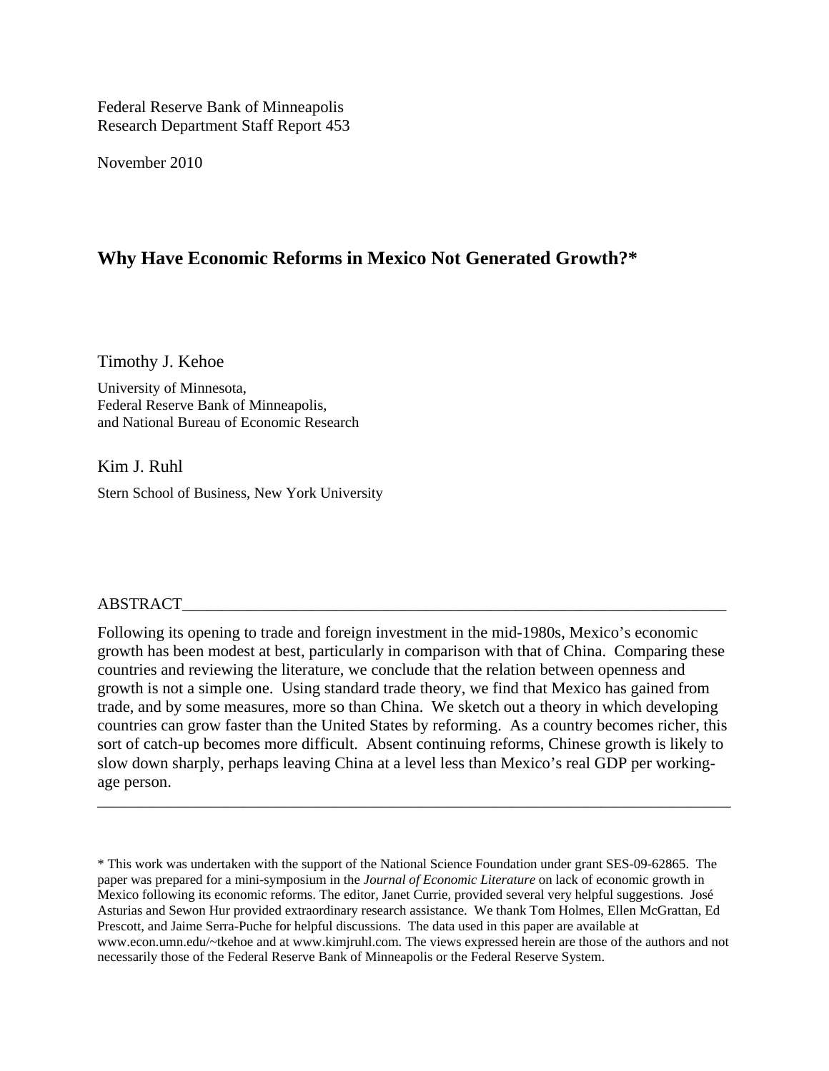Federal Reserve Bank of Minneapolis
Research Department Staff Report 453

November 2010

# Why Have Economic Reforms in Mexico Not Generated Growth?*

Timothy J. Kehoe

University of Minnesota,
Federal Reserve Bank of Minneapolis,
and National Bureau of Economic Research

Kim J. Ruhl

Stern School of Business, New York University

## ABSTRACT

Following its opening to trade and foreign investment in the mid-1980s, Mexico's economic growth has been modest at best, particularly in comparison with that of China. Comparing these countries and reviewing the literature, we conclude that the relation between openness and growth is not a simple one. Using standard trade theory, we find that Mexico has gained from trade, and by some measures, more so than China. We sketch out a theory in which developing countries can grow faster than the United States by reforming. As a country becomes richer, this sort of catch-up becomes more difficult. Absent continuing reforms, Chinese growth is likely to slow down sharply, perhaps leaving China at a level less than Mexico's real GDP per working-age person.

---

* This work was undertaken with the support of the National Science Foundation under grant SES-09-62865. The paper was prepared for a mini-symposium in the *Journal of Economic Literature* on lack of economic growth in Mexico following its economic reforms. The editor, Janet Currie, provided several very helpful suggestions. José Asturias and Sewon Hur provided extraordinary research assistance. We thank Tom Holmes, Ellen McGrattan, Ed Prescott, and Jaime Serra-Puche for helpful discussions. The data used in this paper are available at www.econ.umn.edu/~tkehoe and at www.kimjruhl.com. The views expressed herein are those of the authors and not necessarily those of the Federal Reserve Bank of Minneapolis or the Federal Reserve System.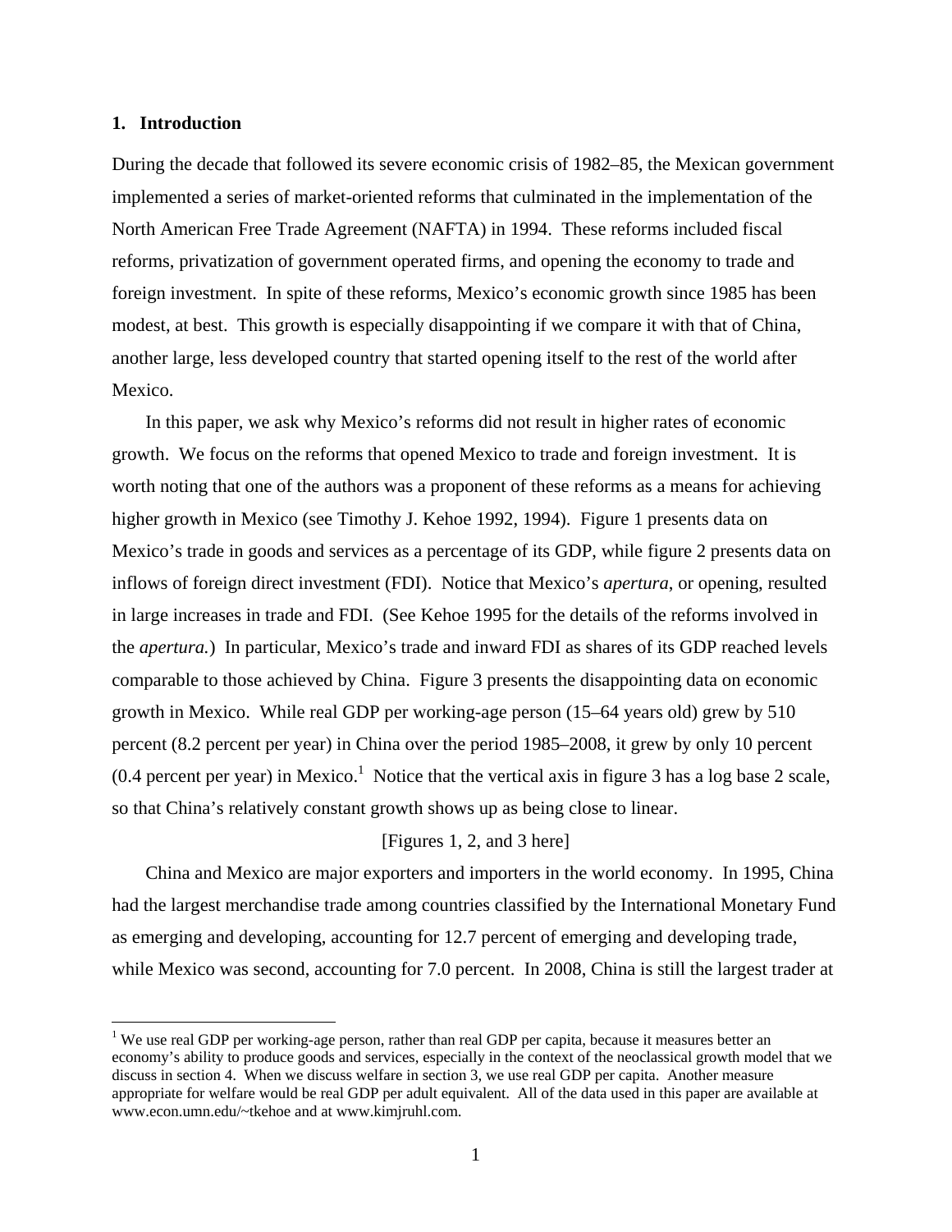## 1. Introduction

During the decade that followed its severe economic crisis of 1982–85, the Mexican government implemented a series of market-oriented reforms that culminated in the implementation of the North American Free Trade Agreement (NAFTA) in 1994. These reforms included fiscal reforms, privatization of government operated firms, and opening the economy to trade and foreign investment. In spite of these reforms, Mexico's economic growth since 1985 has been modest, at best. This growth is especially disappointing if we compare it with that of China, another large, less developed country that started opening itself to the rest of the world after Mexico.

In this paper, we ask why Mexico's reforms did not result in higher rates of economic growth. We focus on the reforms that opened Mexico to trade and foreign investment. It is worth noting that one of the authors was a proponent of these reforms as a means for achieving higher growth in Mexico (see Timothy J. Kehoe 1992, 1994). Figure 1 presents data on Mexico's trade in goods and services as a percentage of its GDP, while figure 2 presents data on inflows of foreign direct investment (FDI). Notice that Mexico's *apertura*, or opening, resulted in large increases in trade and FDI. (See Kehoe 1995 for the details of the reforms involved in the *apertura.*) In particular, Mexico's trade and inward FDI as shares of its GDP reached levels comparable to those achieved by China. Figure 3 presents the disappointing data on economic growth in Mexico. While real GDP per working-age person (15–64 years old) grew by 510 percent (8.2 percent per year) in China over the period 1985–2008, it grew by only 10 percent (0.4 percent per year) in Mexico.[1] Notice that the vertical axis in figure 3 has a log base 2 scale, so that China's relatively constant growth shows up as being close to linear.

[Figures 1, 2, and 3 here]

China and Mexico are major exporters and importers in the world economy. In 1995, China had the largest merchandise trade among countries classified by the International Monetary Fund as emerging and developing, accounting for 12.7 percent of emerging and developing trade, while Mexico was second, accounting for 7.0 percent. In 2008, China is still the largest trader at

[1] We use real GDP per working-age person, rather than real GDP per capita, because it measures better an economy's ability to produce goods and services, especially in the context of the neoclassical growth model that we discuss in section 4. When we discuss welfare in section 3, we use real GDP per capita. Another measure appropriate for welfare would be real GDP per adult equivalent. All of the data used in this paper are available at www.econ.umn.edu/~tkehoe and at www.kimjruhl.com.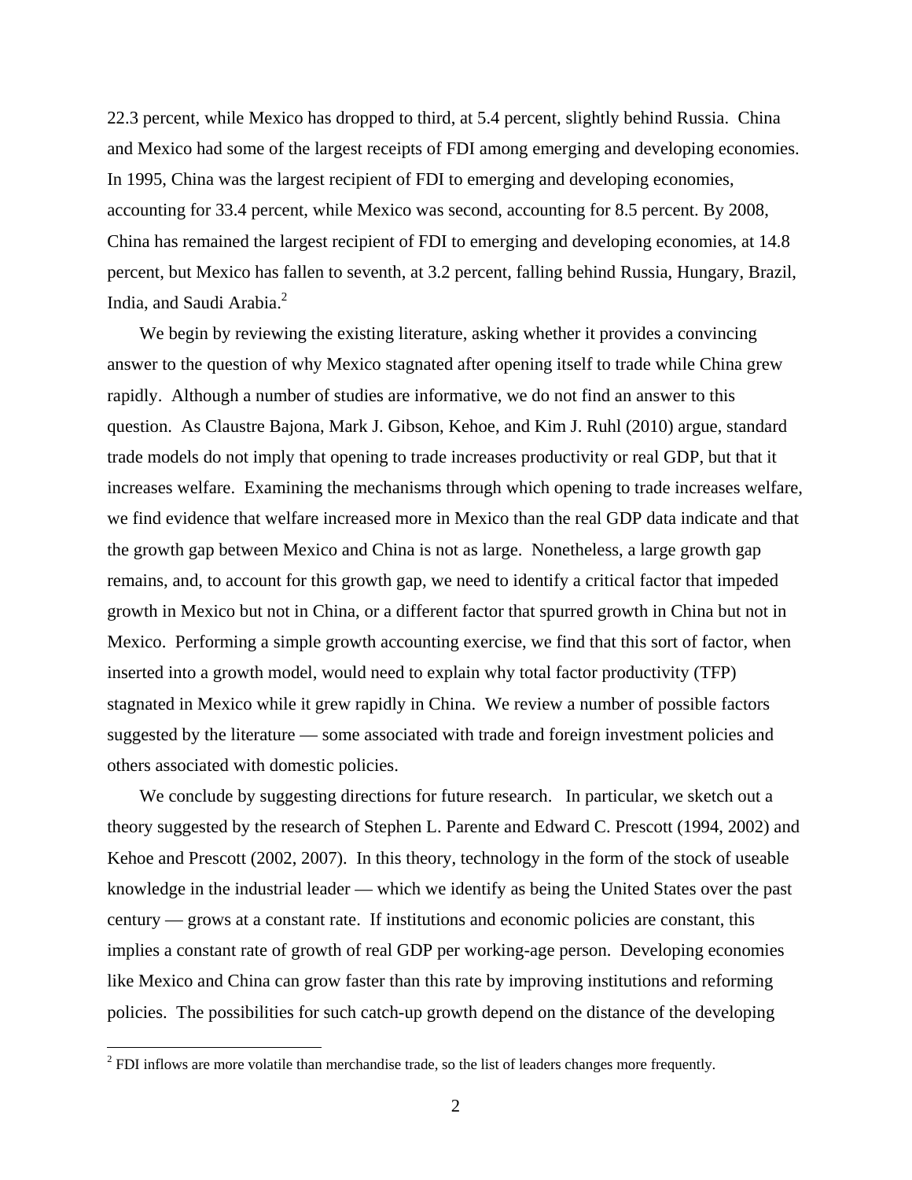22.3 percent, while Mexico has dropped to third, at 5.4 percent, slightly behind Russia. China and Mexico had some of the largest receipts of FDI among emerging and developing economies. In 1995, China was the largest recipient of FDI to emerging and developing economies, accounting for 33.4 percent, while Mexico was second, accounting for 8.5 percent. By 2008, China has remained the largest recipient of FDI to emerging and developing economies, at 14.8 percent, but Mexico has fallen to seventh, at 3.2 percent, falling behind Russia, Hungary, Brazil, India, and Saudi Arabia.[2]

We begin by reviewing the existing literature, asking whether it provides a convincing answer to the question of why Mexico stagnated after opening itself to trade while China grew rapidly. Although a number of studies are informative, we do not find an answer to this question. As Claustre Bajona, Mark J. Gibson, Kehoe, and Kim J. Ruhl (2010) argue, standard trade models do not imply that opening to trade increases productivity or real GDP, but that it increases welfare. Examining the mechanisms through which opening to trade increases welfare, we find evidence that welfare increased more in Mexico than the real GDP data indicate and that the growth gap between Mexico and China is not as large. Nonetheless, a large growth gap remains, and, to account for this growth gap, we need to identify a critical factor that impeded growth in Mexico but not in China, or a different factor that spurred growth in China but not in Mexico. Performing a simple growth accounting exercise, we find that this sort of factor, when inserted into a growth model, would need to explain why total factor productivity (TFP) stagnated in Mexico while it grew rapidly in China. We review a number of possible factors suggested by the literature — some associated with trade and foreign investment policies and others associated with domestic policies.

We conclude by suggesting directions for future research. In particular, we sketch out a theory suggested by the research of Stephen L. Parente and Edward C. Prescott (1994, 2002) and Kehoe and Prescott (2002, 2007). In this theory, technology in the form of the stock of useable knowledge in the industrial leader — which we identify as being the United States over the past century — grows at a constant rate. If institutions and economic policies are constant, this implies a constant rate of growth of real GDP per working-age person. Developing economies like Mexico and China can grow faster than this rate by improving institutions and reforming policies. The possibilities for such catch-up growth depend on the distance of the developing

[2] FDI inflows are more volatile than merchandise trade, so the list of leaders changes more frequently.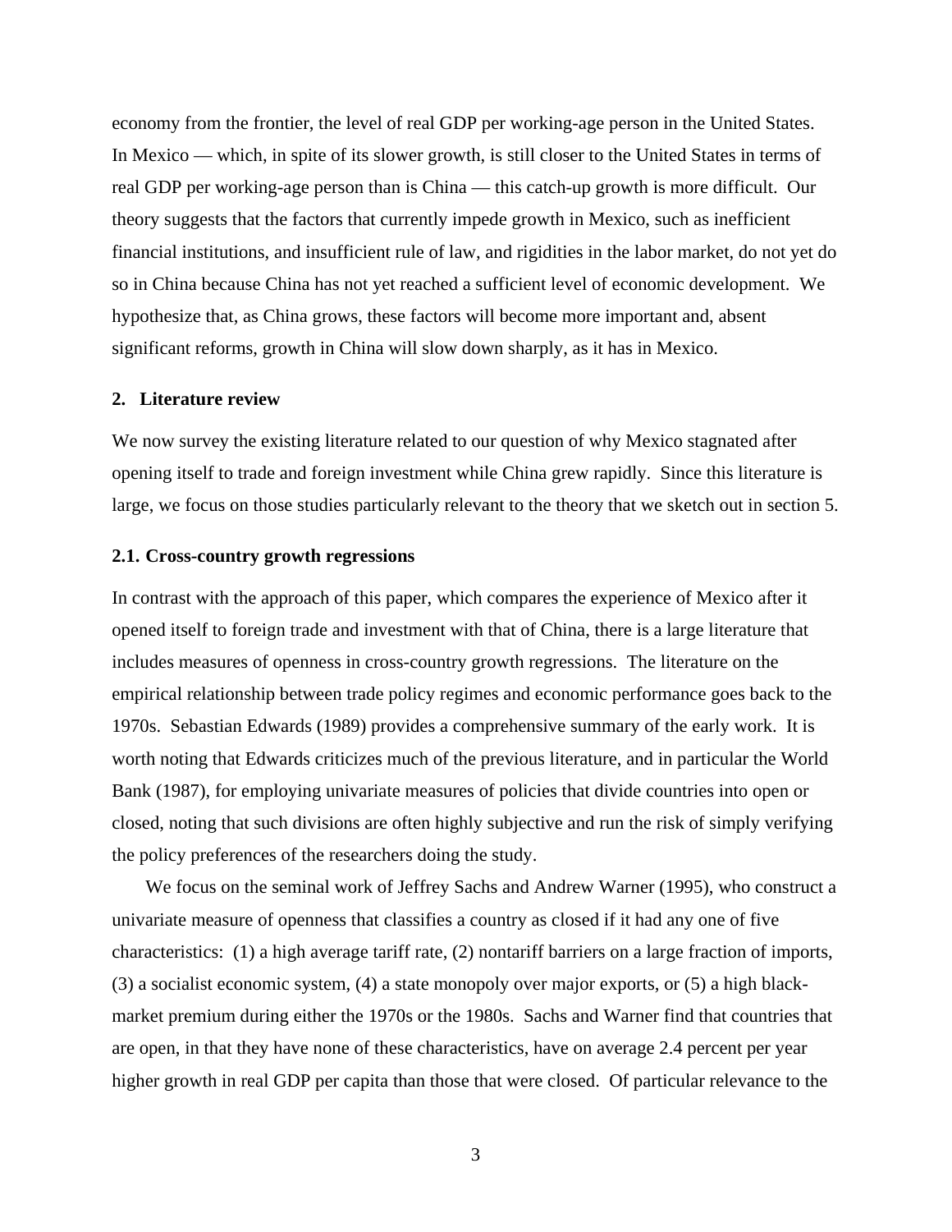economy from the frontier, the level of real GDP per working-age person in the United States. In Mexico — which, in spite of its slower growth, is still closer to the United States in terms of real GDP per working-age person than is China — this catch-up growth is more difficult. Our theory suggests that the factors that currently impede growth in Mexico, such as inefficient financial institutions, and insufficient rule of law, and rigidities in the labor market, do not yet do so in China because China has not yet reached a sufficient level of economic development. We hypothesize that, as China grows, these factors will become more important and, absent significant reforms, growth in China will slow down sharply, as it has in Mexico.

## 2. Literature review

We now survey the existing literature related to our question of why Mexico stagnated after opening itself to trade and foreign investment while China grew rapidly. Since this literature is large, we focus on those studies particularly relevant to the theory that we sketch out in section 5.

### 2.1. Cross-country growth regressions

In contrast with the approach of this paper, which compares the experience of Mexico after it opened itself to foreign trade and investment with that of China, there is a large literature that includes measures of openness in cross-country growth regressions. The literature on the empirical relationship between trade policy regimes and economic performance goes back to the 1970s. Sebastian Edwards (1989) provides a comprehensive summary of the early work. It is worth noting that Edwards criticizes much of the previous literature, and in particular the World Bank (1987), for employing univariate measures of policies that divide countries into open or closed, noting that such divisions are often highly subjective and run the risk of simply verifying the policy preferences of the researchers doing the study.

We focus on the seminal work of Jeffrey Sachs and Andrew Warner (1995), who construct a univariate measure of openness that classifies a country as closed if it had any one of five characteristics: (1) a high average tariff rate, (2) nontariff barriers on a large fraction of imports, (3) a socialist economic system, (4) a state monopoly over major exports, or (5) a high black-market premium during either the 1970s or the 1980s. Sachs and Warner find that countries that are open, in that they have none of these characteristics, have on average 2.4 percent per year higher growth in real GDP per capita than those that were closed. Of particular relevance to the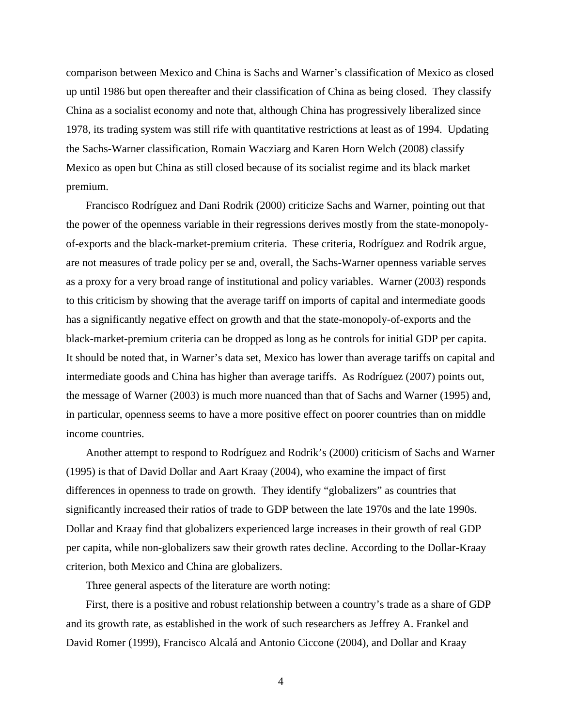comparison between Mexico and China is Sachs and Warner's classification of Mexico as closed up until 1986 but open thereafter and their classification of China as being closed. They classify China as a socialist economy and note that, although China has progressively liberalized since 1978, its trading system was still rife with quantitative restrictions at least as of 1994. Updating the Sachs-Warner classification, Romain Wacziarg and Karen Horn Welch (2008) classify Mexico as open but China as still closed because of its socialist regime and its black market premium.

Francisco Rodríguez and Dani Rodrik (2000) criticize Sachs and Warner, pointing out that the power of the openness variable in their regressions derives mostly from the state-monopoly-of-exports and the black-market-premium criteria. These criteria, Rodríguez and Rodrik argue, are not measures of trade policy per se and, overall, the Sachs-Warner openness variable serves as a proxy for a very broad range of institutional and policy variables. Warner (2003) responds to this criticism by showing that the average tariff on imports of capital and intermediate goods has a significantly negative effect on growth and that the state-monopoly-of-exports and the black-market-premium criteria can be dropped as long as he controls for initial GDP per capita. It should be noted that, in Warner's data set, Mexico has lower than average tariffs on capital and intermediate goods and China has higher than average tariffs. As Rodríguez (2007) points out, the message of Warner (2003) is much more nuanced than that of Sachs and Warner (1995) and, in particular, openness seems to have a more positive effect on poorer countries than on middle income countries.

Another attempt to respond to Rodríguez and Rodrik's (2000) criticism of Sachs and Warner (1995) is that of David Dollar and Aart Kraay (2004), who examine the impact of first differences in openness to trade on growth. They identify "globalizers" as countries that significantly increased their ratios of trade to GDP between the late 1970s and the late 1990s. Dollar and Kraay find that globalizers experienced large increases in their growth of real GDP per capita, while non-globalizers saw their growth rates decline. According to the Dollar-Kraay criterion, both Mexico and China are globalizers.

Three general aspects of the literature are worth noting:

First, there is a positive and robust relationship between a country's trade as a share of GDP and its growth rate, as established in the work of such researchers as Jeffrey A. Frankel and David Romer (1999), Francisco Alcalá and Antonio Ciccone (2004), and Dollar and Kraay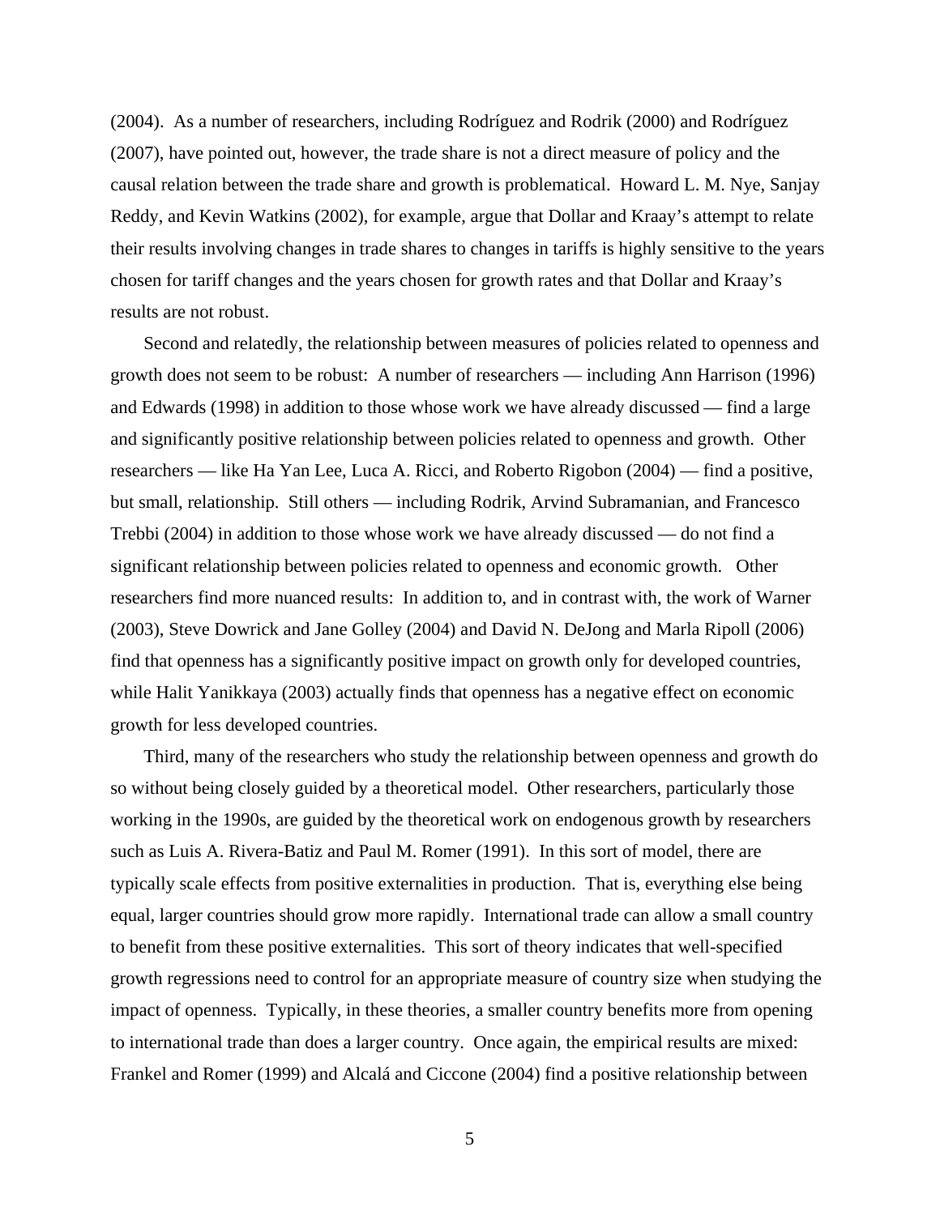(2004). As a number of researchers, including Rodríguez and Rodrik (2000) and Rodríguez (2007), have pointed out, however, the trade share is not a direct measure of policy and the causal relation between the trade share and growth is problematical. Howard L. M. Nye, Sanjay Reddy, and Kevin Watkins (2002), for example, argue that Dollar and Kraay's attempt to relate their results involving changes in trade shares to changes in tariffs is highly sensitive to the years chosen for tariff changes and the years chosen for growth rates and that Dollar and Kraay's results are not robust.

Second and relatedly, the relationship between measures of policies related to openness and growth does not seem to be robust: A number of researchers — including Ann Harrison (1996) and Edwards (1998) in addition to those whose work we have already discussed — find a large and significantly positive relationship between policies related to openness and growth. Other researchers — like Ha Yan Lee, Luca A. Ricci, and Roberto Rigobon (2004) — find a positive, but small, relationship. Still others — including Rodrik, Arvind Subramanian, and Francesco Trebbi (2004) in addition to those whose work we have already discussed — do not find a significant relationship between policies related to openness and economic growth. Other researchers find more nuanced results: In addition to, and in contrast with, the work of Warner (2003), Steve Dowrick and Jane Golley (2004) and David N. DeJong and Marla Ripoll (2006) find that openness has a significantly positive impact on growth only for developed countries, while Halit Yanikkaya (2003) actually finds that openness has a negative effect on economic growth for less developed countries.

Third, many of the researchers who study the relationship between openness and growth do so without being closely guided by a theoretical model. Other researchers, particularly those working in the 1990s, are guided by the theoretical work on endogenous growth by researchers such as Luis A. Rivera-Batiz and Paul M. Romer (1991). In this sort of model, there are typically scale effects from positive externalities in production. That is, everything else being equal, larger countries should grow more rapidly. International trade can allow a small country to benefit from these positive externalities. This sort of theory indicates that well-specified growth regressions need to control for an appropriate measure of country size when studying the impact of openness. Typically, in these theories, a smaller country benefits more from opening to international trade than does a larger country. Once again, the empirical results are mixed: Frankel and Romer (1999) and Alcalá and Ciccone (2004) find a positive relationship between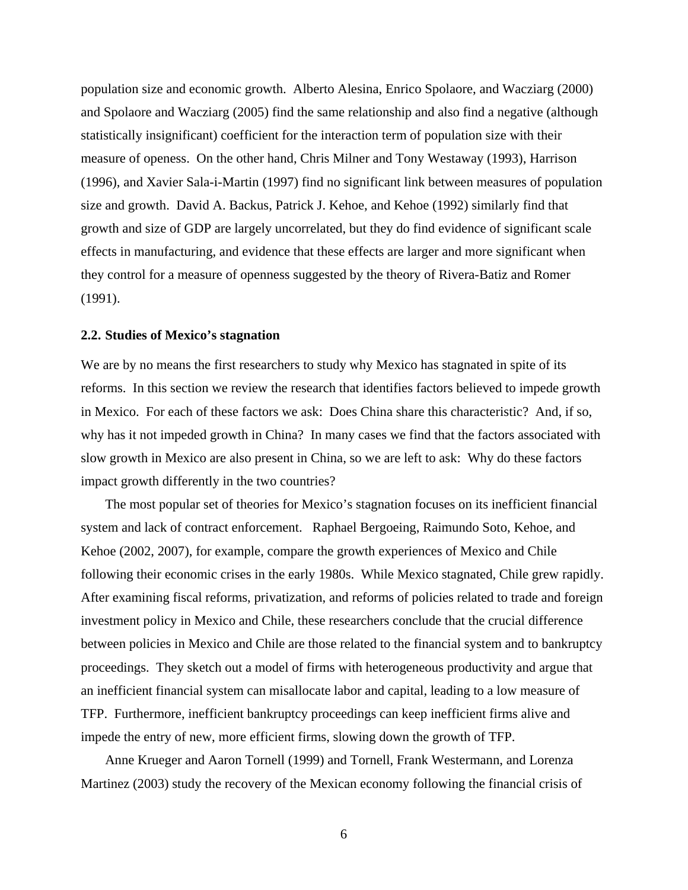population size and economic growth. Alberto Alesina, Enrico Spolaore, and Wacziarg (2000) and Spolaore and Wacziarg (2005) find the same relationship and also find a negative (although statistically insignificant) coefficient for the interaction term of population size with their measure of openess. On the other hand, Chris Milner and Tony Westaway (1993), Harrison (1996), and Xavier Sala-i-Martin (1997) find no significant link between measures of population size and growth. David A. Backus, Patrick J. Kehoe, and Kehoe (1992) similarly find that growth and size of GDP are largely uncorrelated, but they do find evidence of significant scale effects in manufacturing, and evidence that these effects are larger and more significant when they control for a measure of openness suggested by the theory of Rivera-Batiz and Romer (1991).

### 2.2. Studies of Mexico's stagnation

We are by no means the first researchers to study why Mexico has stagnated in spite of its reforms. In this section we review the research that identifies factors believed to impede growth in Mexico. For each of these factors we ask: Does China share this characteristic? And, if so, why has it not impeded growth in China? In many cases we find that the factors associated with slow growth in Mexico are also present in China, so we are left to ask: Why do these factors impact growth differently in the two countries?

The most popular set of theories for Mexico's stagnation focuses on its inefficient financial system and lack of contract enforcement. Raphael Bergoeing, Raimundo Soto, Kehoe, and Kehoe (2002, 2007), for example, compare the growth experiences of Mexico and Chile following their economic crises in the early 1980s. While Mexico stagnated, Chile grew rapidly. After examining fiscal reforms, privatization, and reforms of policies related to trade and foreign investment policy in Mexico and Chile, these researchers conclude that the crucial difference between policies in Mexico and Chile are those related to the financial system and to bankruptcy proceedings. They sketch out a model of firms with heterogeneous productivity and argue that an inefficient financial system can misallocate labor and capital, leading to a low measure of TFP. Furthermore, inefficient bankruptcy proceedings can keep inefficient firms alive and impede the entry of new, more efficient firms, slowing down the growth of TFP.

Anne Krueger and Aaron Tornell (1999) and Tornell, Frank Westermann, and Lorenza Martinez (2003) study the recovery of the Mexican economy following the financial crisis of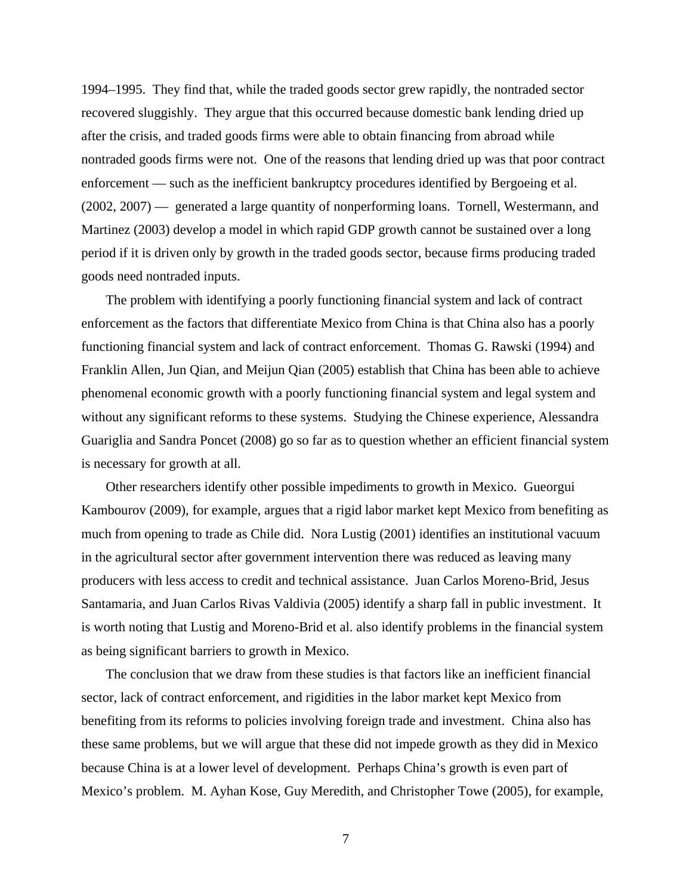1994–1995. They find that, while the traded goods sector grew rapidly, the nontraded sector recovered sluggishly. They argue that this occurred because domestic bank lending dried up after the crisis, and traded goods firms were able to obtain financing from abroad while nontraded goods firms were not. One of the reasons that lending dried up was that poor contract enforcement — such as the inefficient bankruptcy procedures identified by Bergoeing et al. (2002, 2007) — generated a large quantity of nonperforming loans. Tornell, Westermann, and Martinez (2003) develop a model in which rapid GDP growth cannot be sustained over a long period if it is driven only by growth in the traded goods sector, because firms producing traded goods need nontraded inputs.

The problem with identifying a poorly functioning financial system and lack of contract enforcement as the factors that differentiate Mexico from China is that China also has a poorly functioning financial system and lack of contract enforcement. Thomas G. Rawski (1994) and Franklin Allen, Jun Qian, and Meijun Qian (2005) establish that China has been able to achieve phenomenal economic growth with a poorly functioning financial system and legal system and without any significant reforms to these systems. Studying the Chinese experience, Alessandra Guariglia and Sandra Poncet (2008) go so far as to question whether an efficient financial system is necessary for growth at all.

Other researchers identify other possible impediments to growth in Mexico. Gueorgui Kambourov (2009), for example, argues that a rigid labor market kept Mexico from benefiting as much from opening to trade as Chile did. Nora Lustig (2001) identifies an institutional vacuum in the agricultural sector after government intervention there was reduced as leaving many producers with less access to credit and technical assistance. Juan Carlos Moreno-Brid, Jesus Santamaria, and Juan Carlos Rivas Valdivia (2005) identify a sharp fall in public investment. It is worth noting that Lustig and Moreno-Brid et al. also identify problems in the financial system as being significant barriers to growth in Mexico.

The conclusion that we draw from these studies is that factors like an inefficient financial sector, lack of contract enforcement, and rigidities in the labor market kept Mexico from benefiting from its reforms to policies involving foreign trade and investment. China also has these same problems, but we will argue that these did not impede growth as they did in Mexico because China is at a lower level of development. Perhaps China's growth is even part of Mexico's problem. M. Ayhan Kose, Guy Meredith, and Christopher Towe (2005), for example,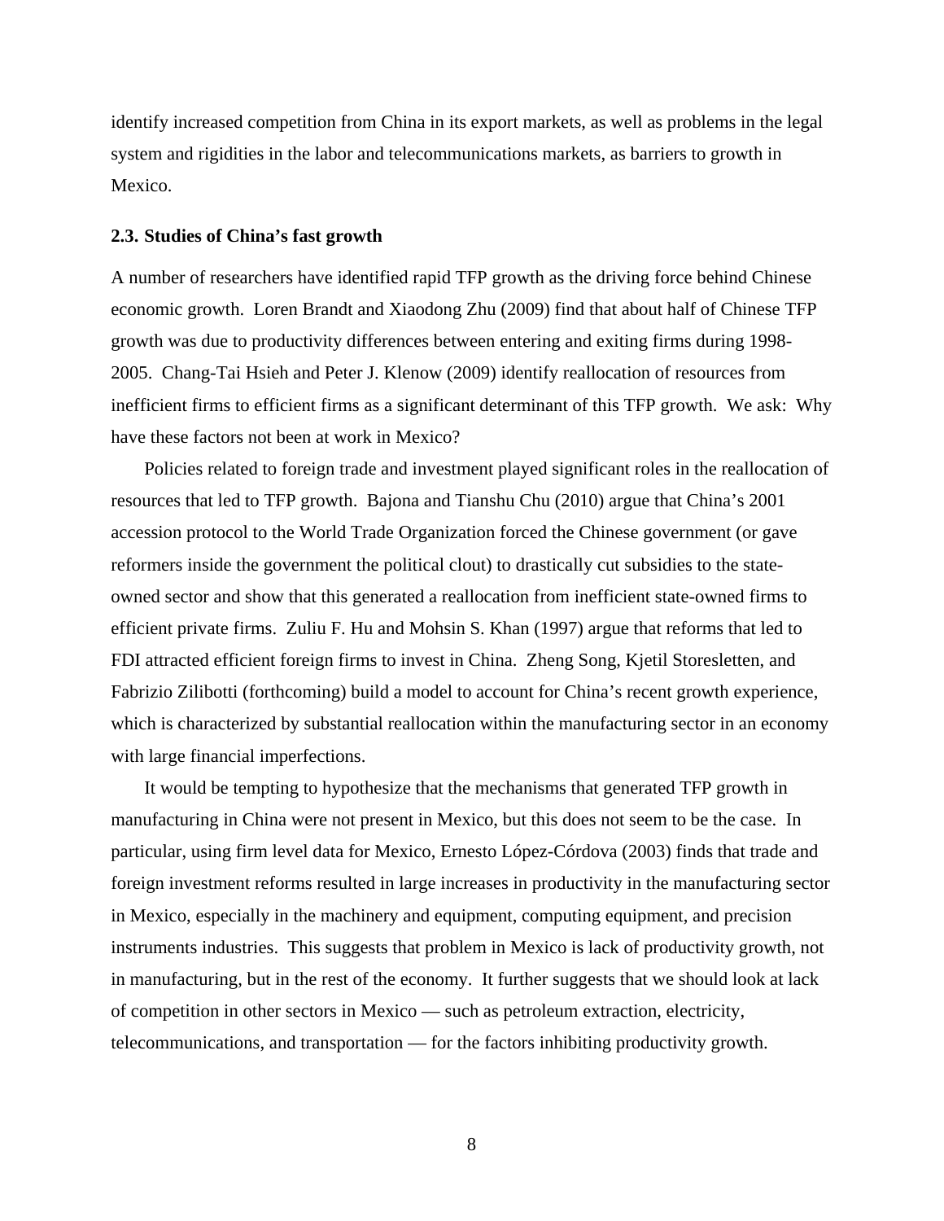identify increased competition from China in its export markets, as well as problems in the legal system and rigidities in the labor and telecommunications markets, as barriers to growth in Mexico.

### 2.3. Studies of China's fast growth

A number of researchers have identified rapid TFP growth as the driving force behind Chinese economic growth. Loren Brandt and Xiaodong Zhu (2009) find that about half of Chinese TFP growth was due to productivity differences between entering and exiting firms during 1998-2005. Chang-Tai Hsieh and Peter J. Klenow (2009) identify reallocation of resources from inefficient firms to efficient firms as a significant determinant of this TFP growth. We ask: Why have these factors not been at work in Mexico?

Policies related to foreign trade and investment played significant roles in the reallocation of resources that led to TFP growth. Bajona and Tianshu Chu (2010) argue that China's 2001 accession protocol to the World Trade Organization forced the Chinese government (or gave reformers inside the government the political clout) to drastically cut subsidies to the state-owned sector and show that this generated a reallocation from inefficient state-owned firms to efficient private firms. Zuliu F. Hu and Mohsin S. Khan (1997) argue that reforms that led to FDI attracted efficient foreign firms to invest in China. Zheng Song, Kjetil Storesletten, and Fabrizio Zilibotti (forthcoming) build a model to account for China's recent growth experience, which is characterized by substantial reallocation within the manufacturing sector in an economy with large financial imperfections.

It would be tempting to hypothesize that the mechanisms that generated TFP growth in manufacturing in China were not present in Mexico, but this does not seem to be the case. In particular, using firm level data for Mexico, Ernesto López-Córdova (2003) finds that trade and foreign investment reforms resulted in large increases in productivity in the manufacturing sector in Mexico, especially in the machinery and equipment, computing equipment, and precision instruments industries. This suggests that problem in Mexico is lack of productivity growth, not in manufacturing, but in the rest of the economy. It further suggests that we should look at lack of competition in other sectors in Mexico — such as petroleum extraction, electricity, telecommunications, and transportation — for the factors inhibiting productivity growth.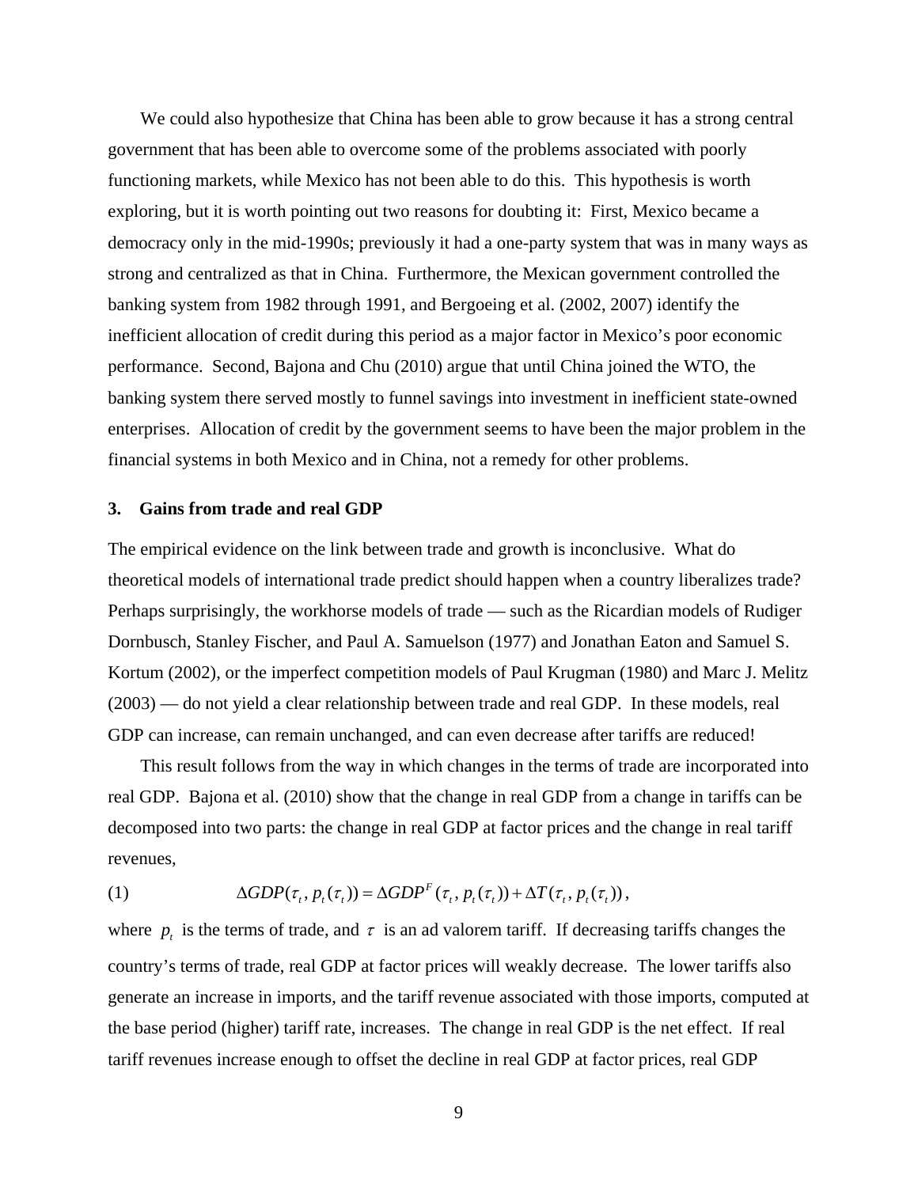We could also hypothesize that China has been able to grow because it has a strong central government that has been able to overcome some of the problems associated with poorly functioning markets, while Mexico has not been able to do this. This hypothesis is worth exploring, but it is worth pointing out two reasons for doubting it: First, Mexico became a democracy only in the mid-1990s; previously it had a one-party system that was in many ways as strong and centralized as that in China. Furthermore, the Mexican government controlled the banking system from 1982 through 1991, and Bergoeing et al. (2002, 2007) identify the inefficient allocation of credit during this period as a major factor in Mexico's poor economic performance. Second, Bajona and Chu (2010) argue that until China joined the WTO, the banking system there served mostly to funnel savings into investment in inefficient state-owned enterprises. Allocation of credit by the government seems to have been the major problem in the financial systems in both Mexico and in China, not a remedy for other problems.

## 3. Gains from trade and real GDP

The empirical evidence on the link between trade and growth is inconclusive. What do theoretical models of international trade predict should happen when a country liberalizes trade? Perhaps surprisingly, the workhorse models of trade — such as the Ricardian models of Rudiger Dornbusch, Stanley Fischer, and Paul A. Samuelson (1977) and Jonathan Eaton and Samuel S. Kortum (2002), or the imperfect competition models of Paul Krugman (1980) and Marc J. Melitz (2003) — do not yield a clear relationship between trade and real GDP. In these models, real GDP can increase, can remain unchanged, and can even decrease after tariffs are reduced!

This result follows from the way in which changes in the terms of trade are incorporated into real GDP. Bajona et al. (2010) show that the change in real GDP from a change in tariffs can be decomposed into two parts: the change in real GDP at factor prices and the change in real tariff revenues,

$$\Delta GDP(\tau_t, p_t(\tau_t)) = \Delta GDP^F(\tau_t, p_t(\tau_t)) + \Delta T(\tau_t, p_t(\tau_t)), \quad (1)$$

where $p_t$ is the terms of trade, and $\tau$ is an ad valorem tariff. If decreasing tariffs changes the country's terms of trade, real GDP at factor prices will weakly decrease. The lower tariffs also generate an increase in imports, and the tariff revenue associated with those imports, computed at the base period (higher) tariff rate, increases. The change in real GDP is the net effect. If real tariff revenues increase enough to offset the decline in real GDP at factor prices, real GDP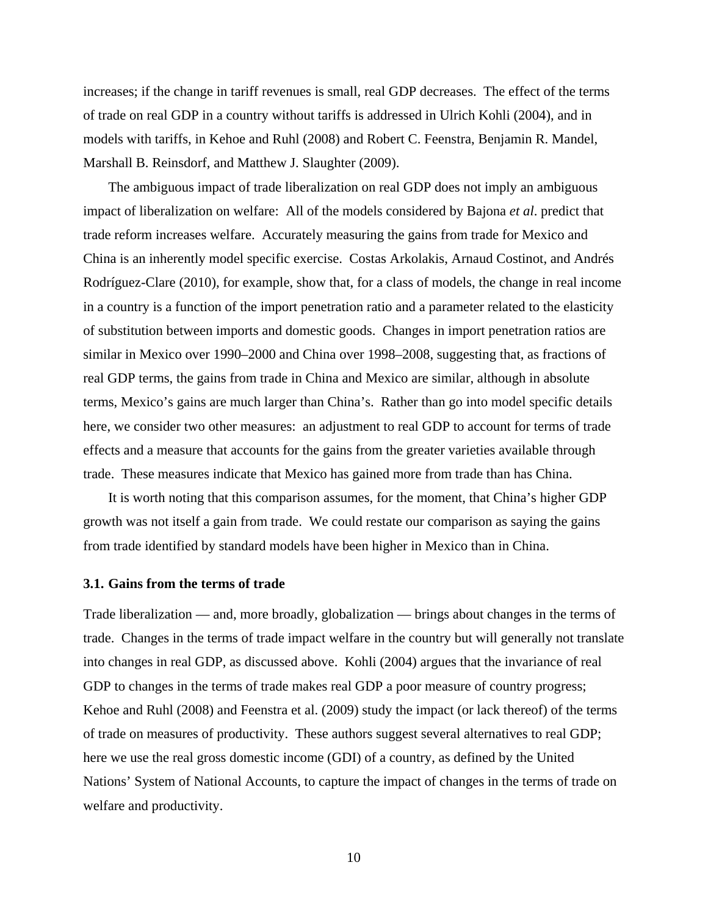increases; if the change in tariff revenues is small, real GDP decreases. The effect of the terms of trade on real GDP in a country without tariffs is addressed in Ulrich Kohli (2004), and in models with tariffs, in Kehoe and Ruhl (2008) and Robert C. Feenstra, Benjamin R. Mandel, Marshall B. Reinsdorf, and Matthew J. Slaughter (2009).

The ambiguous impact of trade liberalization on real GDP does not imply an ambiguous impact of liberalization on welfare: All of the models considered by Bajona *et al*. predict that trade reform increases welfare. Accurately measuring the gains from trade for Mexico and China is an inherently model specific exercise. Costas Arkolakis, Arnaud Costinot, and Andrés Rodríguez-Clare (2010), for example, show that, for a class of models, the change in real income in a country is a function of the import penetration ratio and a parameter related to the elasticity of substitution between imports and domestic goods. Changes in import penetration ratios are similar in Mexico over 1990–2000 and China over 1998–2008, suggesting that, as fractions of real GDP terms, the gains from trade in China and Mexico are similar, although in absolute terms, Mexico's gains are much larger than China's. Rather than go into model specific details here, we consider two other measures: an adjustment to real GDP to account for terms of trade effects and a measure that accounts for the gains from the greater varieties available through trade. These measures indicate that Mexico has gained more from trade than has China.

It is worth noting that this comparison assumes, for the moment, that China's higher GDP growth was not itself a gain from trade. We could restate our comparison as saying the gains from trade identified by standard models have been higher in Mexico than in China.

### 3.1. Gains from the terms of trade

Trade liberalization — and, more broadly, globalization — brings about changes in the terms of trade. Changes in the terms of trade impact welfare in the country but will generally not translate into changes in real GDP, as discussed above. Kohli (2004) argues that the invariance of real GDP to changes in the terms of trade makes real GDP a poor measure of country progress; Kehoe and Ruhl (2008) and Feenstra et al. (2009) study the impact (or lack thereof) of the terms of trade on measures of productivity. These authors suggest several alternatives to real GDP; here we use the real gross domestic income (GDI) of a country, as defined by the United Nations' System of National Accounts, to capture the impact of changes in the terms of trade on welfare and productivity.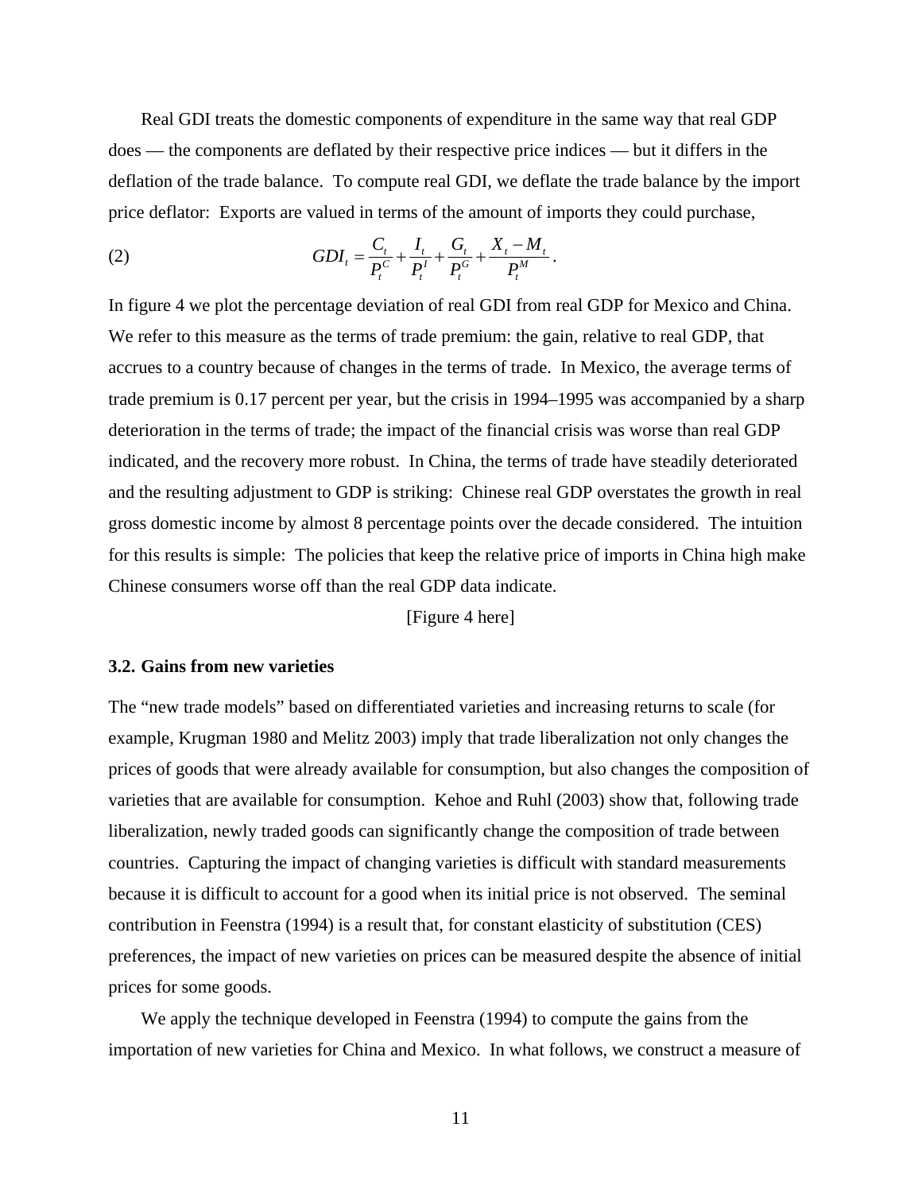Real GDI treats the domestic components of expenditure in the same way that real GDP does — the components are deflated by their respective price indices — but it differs in the deflation of the trade balance. To compute real GDI, we deflate the trade balance by the import price deflator: Exports are valued in terms of the amount of imports they could purchase,

$$GDI_t = \frac{C_t}{P_t^C} + \frac{I_t}{P_t^I} + \frac{G_t}{P_t^G} + \frac{X_t - M_t}{P_t^M}. \tag{2}$$

In figure 4 we plot the percentage deviation of real GDI from real GDP for Mexico and China. We refer to this measure as the terms of trade premium: the gain, relative to real GDP, that accrues to a country because of changes in the terms of trade. In Mexico, the average terms of trade premium is 0.17 percent per year, but the crisis in 1994–1995 was accompanied by a sharp deterioration in the terms of trade; the impact of the financial crisis was worse than real GDP indicated, and the recovery more robust. In China, the terms of trade have steadily deteriorated and the resulting adjustment to GDP is striking: Chinese real GDP overstates the growth in real gross domestic income by almost 8 percentage points over the decade considered. The intuition for this results is simple: The policies that keep the relative price of imports in China high make Chinese consumers worse off than the real GDP data indicate.

[Figure 4 here]

### 3.2. Gains from new varieties

The "new trade models" based on differentiated varieties and increasing returns to scale (for example, Krugman 1980 and Melitz 2003) imply that trade liberalization not only changes the prices of goods that were already available for consumption, but also changes the composition of varieties that are available for consumption. Kehoe and Ruhl (2003) show that, following trade liberalization, newly traded goods can significantly change the composition of trade between countries. Capturing the impact of changing varieties is difficult with standard measurements because it is difficult to account for a good when its initial price is not observed. The seminal contribution in Feenstra (1994) is a result that, for constant elasticity of substitution (CES) preferences, the impact of new varieties on prices can be measured despite the absence of initial prices for some goods.

We apply the technique developed in Feenstra (1994) to compute the gains from the importation of new varieties for China and Mexico. In what follows, we construct a measure of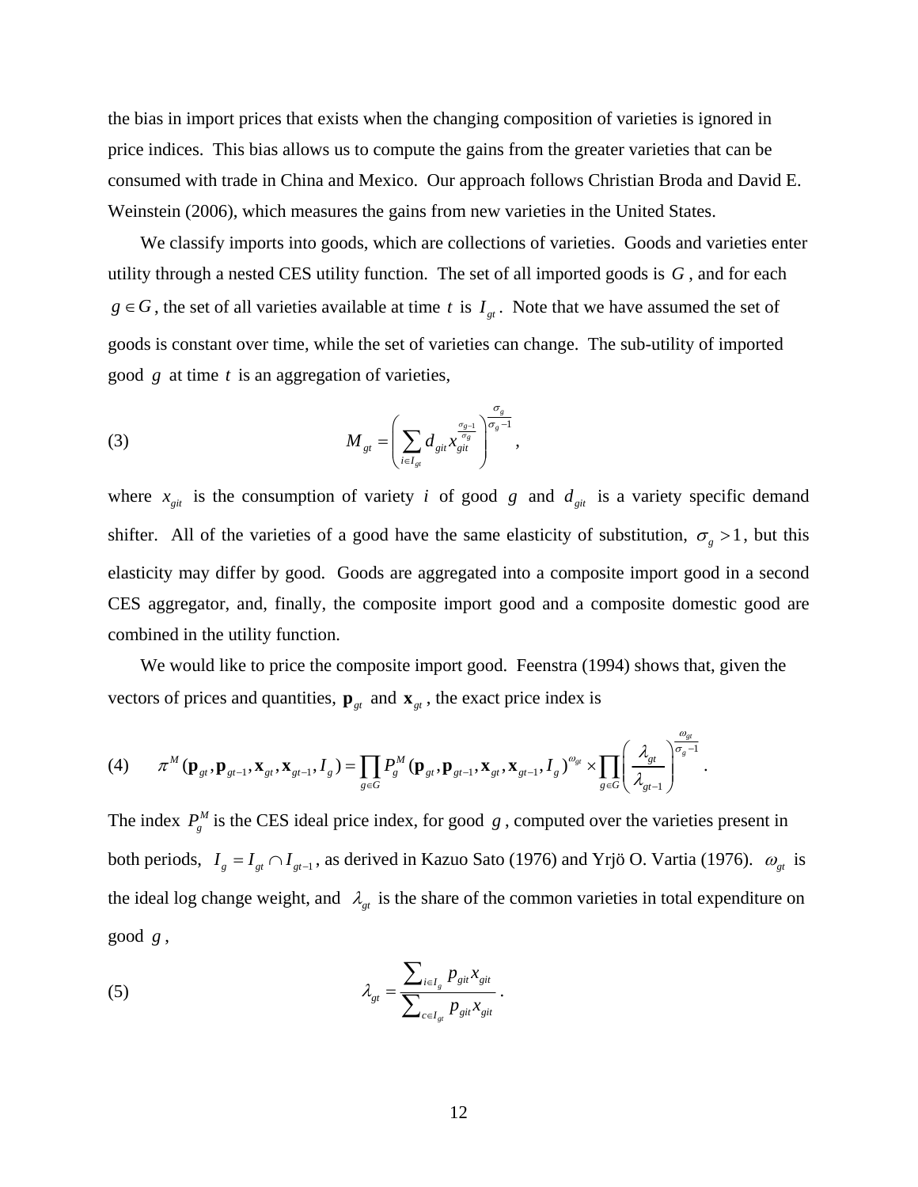the bias in import prices that exists when the changing composition of varieties is ignored in price indices. This bias allows us to compute the gains from the greater varieties that can be consumed with trade in China and Mexico. Our approach follows Christian Broda and David E. Weinstein (2006), which measures the gains from new varieties in the United States.

We classify imports into goods, which are collections of varieties. Goods and varieties enter utility through a nested CES utility function. The set of all imported goods is $G$, and for each $g \in G$, the set of all varieties available at time $t$ is $I_{gt}$. Note that we have assumed the set of goods is constant over time, while the set of varieties can change. The sub-utility of imported good $g$ at time $t$ is an aggregation of varieties,

$$M_{gt} = \left( \sum_{i \in I_{gt}} d_{git} x_{git}^{\frac{\sigma_g - 1}{\sigma_g}} \right)^{\frac{\sigma_g}{\sigma_g - 1}}, \tag{3}$$

where $x_{git}$ is the consumption of variety $i$ of good $g$ and $d_{git}$ is a variety specific demand shifter. All of the varieties of a good have the same elasticity of substitution, $\sigma_g > 1$, but this elasticity may differ by good. Goods are aggregated into a composite import good in a second CES aggregator, and, finally, the composite import good and a composite domestic good are combined in the utility function.

We would like to price the composite import good. Feenstra (1994) shows that, given the vectors of prices and quantities, $\mathbf{p}_{gt}$ and $\mathbf{x}_{gt}$, the exact price index is

$$\pi^M(\mathbf{p}_{gt}, \mathbf{p}_{gt-1}, \mathbf{x}_{gt}, \mathbf{x}_{gt-1}, I_g) = \prod_{g \in G} P_g^M(\mathbf{p}_{gt}, \mathbf{p}_{gt-1}, \mathbf{x}_{gt}, \mathbf{x}_{gt-1}, I_g)^{\omega_{gt}} \times \prod_{g \in G} \left( \frac{\lambda_{gt}}{\lambda_{gt-1}} \right)^{\frac{\omega_{gt}}{\sigma_g - 1}}. \tag{4}$$

The index $P_g^M$ is the CES ideal price index, for good $g$, computed over the varieties present in both periods, $I_g = I_{gt} \cap I_{gt-1}$, as derived in Kazuo Sato (1976) and Yrjö O. Vartia (1976). $\omega_{gt}$ is the ideal log change weight, and $\lambda_{gt}$ is the share of the common varieties in total expenditure on good $g$,

$$\lambda_{gt} = \frac{\sum_{i \in I_g} p_{git} x_{git}}{\sum_{c \in I_{gt}} p_{git} x_{git}}. \tag{5}$$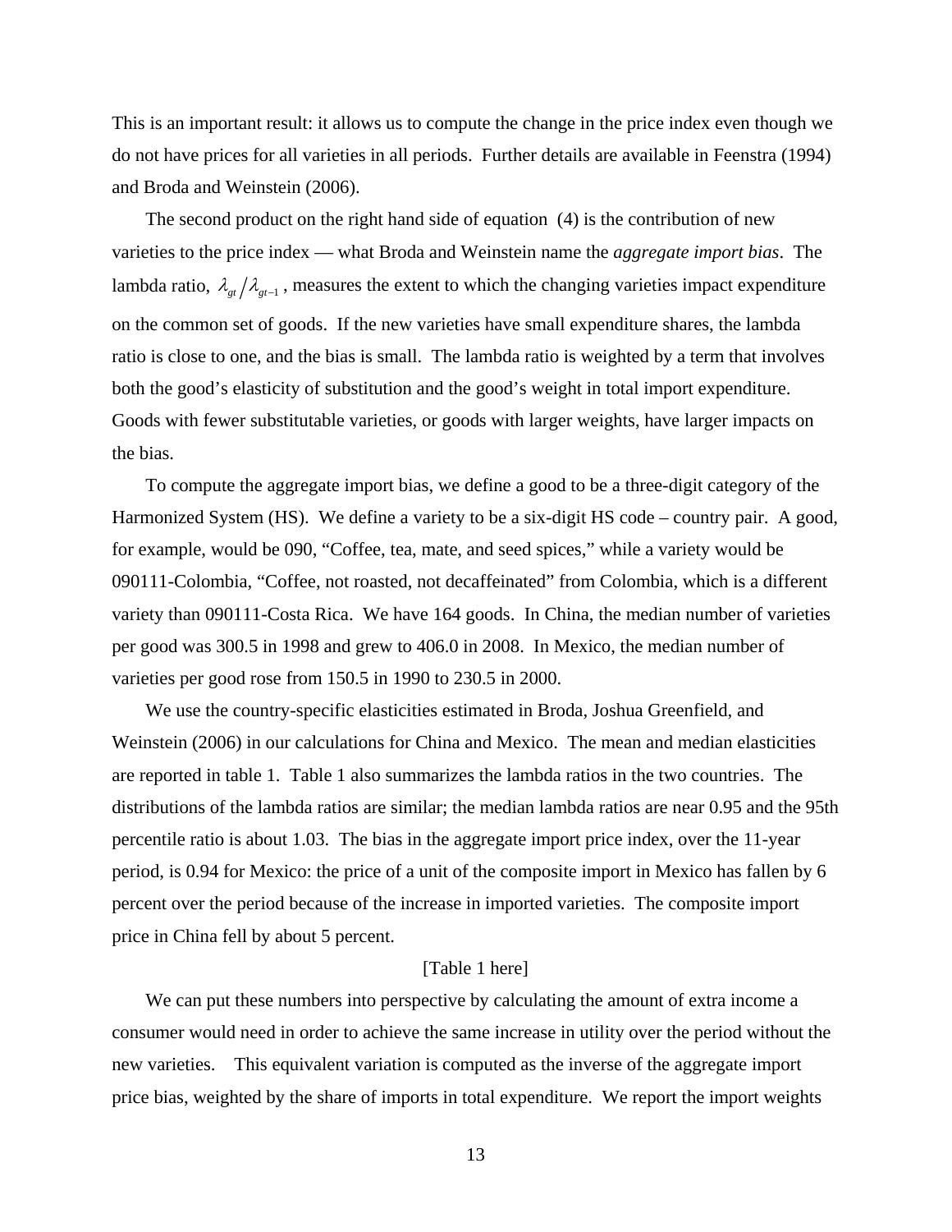This is an important result: it allows us to compute the change in the price index even though we do not have prices for all varieties in all periods. Further details are available in Feenstra (1994) and Broda and Weinstein (2006).

The second product on the right hand side of equation (4) is the contribution of new varieties to the price index — what Broda and Weinstein name the *aggregate import bias*. The lambda ratio, $\lambda_{gt}/\lambda_{gt-1}$, measures the extent to which the changing varieties impact expenditure on the common set of goods. If the new varieties have small expenditure shares, the lambda ratio is close to one, and the bias is small. The lambda ratio is weighted by a term that involves both the good's elasticity of substitution and the good's weight in total import expenditure. Goods with fewer substitutable varieties, or goods with larger weights, have larger impacts on the bias.

To compute the aggregate import bias, we define a good to be a three-digit category of the Harmonized System (HS). We define a variety to be a six-digit HS code – country pair. A good, for example, would be 090, "Coffee, tea, mate, and seed spices," while a variety would be 090111-Colombia, "Coffee, not roasted, not decaffeinated" from Colombia, which is a different variety than 090111-Costa Rica. We have 164 goods. In China, the median number of varieties per good was 300.5 in 1998 and grew to 406.0 in 2008. In Mexico, the median number of varieties per good rose from 150.5 in 1990 to 230.5 in 2000.

We use the country-specific elasticities estimated in Broda, Joshua Greenfield, and Weinstein (2006) in our calculations for China and Mexico. The mean and median elasticities are reported in table 1. Table 1 also summarizes the lambda ratios in the two countries. The distributions of the lambda ratios are similar; the median lambda ratios are near 0.95 and the 95th percentile ratio is about 1.03. The bias in the aggregate import price index, over the 11-year period, is 0.94 for Mexico: the price of a unit of the composite import in Mexico has fallen by 6 percent over the period because of the increase in imported varieties. The composite import price in China fell by about 5 percent.

[Table 1 here]

We can put these numbers into perspective by calculating the amount of extra income a consumer would need in order to achieve the same increase in utility over the period without the new varieties. This equivalent variation is computed as the inverse of the aggregate import price bias, weighted by the share of imports in total expenditure. We report the import weights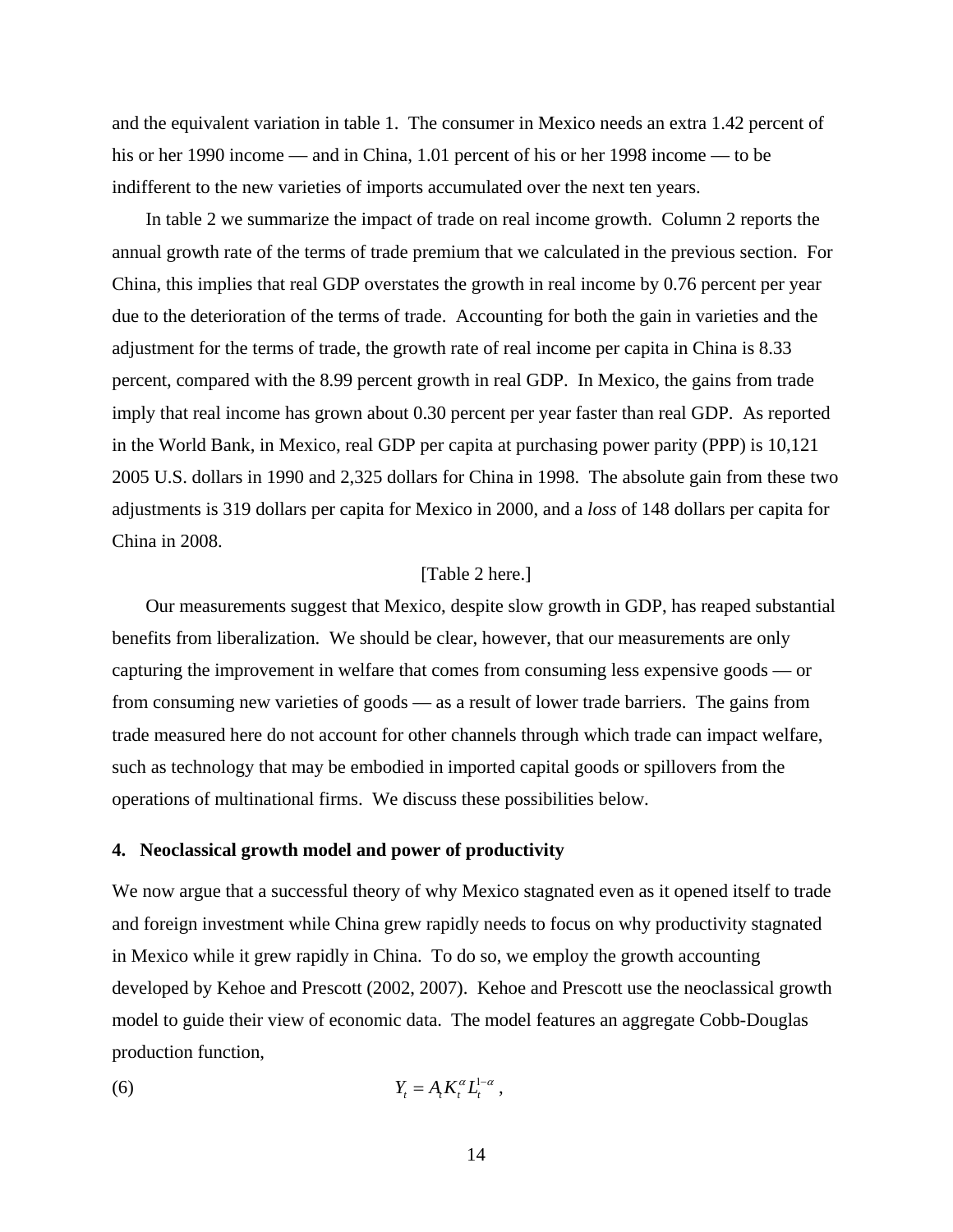and the equivalent variation in table 1. The consumer in Mexico needs an extra 1.42 percent of his or her 1990 income — and in China, 1.01 percent of his or her 1998 income — to be indifferent to the new varieties of imports accumulated over the next ten years.

In table 2 we summarize the impact of trade on real income growth. Column 2 reports the annual growth rate of the terms of trade premium that we calculated in the previous section. For China, this implies that real GDP overstates the growth in real income by 0.76 percent per year due to the deterioration of the terms of trade. Accounting for both the gain in varieties and the adjustment for the terms of trade, the growth rate of real income per capita in China is 8.33 percent, compared with the 8.99 percent growth in real GDP. In Mexico, the gains from trade imply that real income has grown about 0.30 percent per year faster than real GDP. As reported in the World Bank, in Mexico, real GDP per capita at purchasing power parity (PPP) is 10,121 2005 U.S. dollars in 1990 and 2,325 dollars for China in 1998. The absolute gain from these two adjustments is 319 dollars per capita for Mexico in 2000, and a *loss* of 148 dollars per capita for China in 2008.

[Table 2 here.]

Our measurements suggest that Mexico, despite slow growth in GDP, has reaped substantial benefits from liberalization. We should be clear, however, that our measurements are only capturing the improvement in welfare that comes from consuming less expensive goods — or from consuming new varieties of goods — as a result of lower trade barriers. The gains from trade measured here do not account for other channels through which trade can impact welfare, such as technology that may be embodied in imported capital goods or spillovers from the operations of multinational firms. We discuss these possibilities below.

## 4. Neoclassical growth model and power of productivity

We now argue that a successful theory of why Mexico stagnated even as it opened itself to trade and foreign investment while China grew rapidly needs to focus on why productivity stagnated in Mexico while it grew rapidly in China. To do so, we employ the growth accounting developed by Kehoe and Prescott (2002, 2007). Kehoe and Prescott use the neoclassical growth model to guide their view of economic data. The model features an aggregate Cobb-Douglas production function,

$$Y_t = A_t K_t^{\alpha} L_t^{1-\alpha} , \tag{6}$$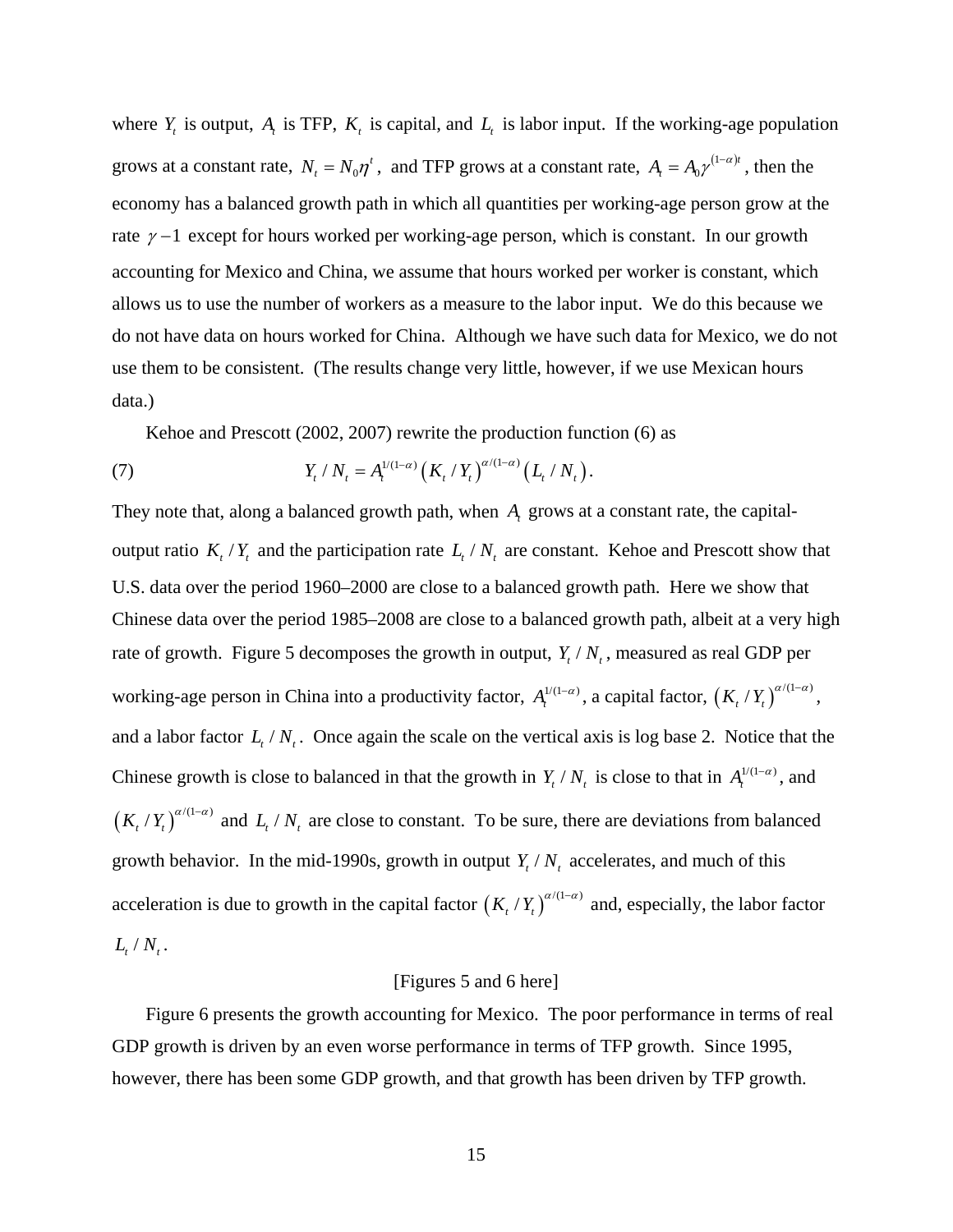where $Y_t$ is output, $A_t$ is TFP, $K_t$ is capital, and $L_t$ is labor input. If the working-age population grows at a constant rate, $N_t = N_0 \eta^t$, and TFP grows at a constant rate, $A_t = A_0 \gamma^{(1-\alpha)t}$, then the economy has a balanced growth path in which all quantities per working-age person grow at the rate $\gamma - 1$ except for hours worked per working-age person, which is constant. In our growth accounting for Mexico and China, we assume that hours worked per worker is constant, which allows us to use the number of workers as a measure to the labor input. We do this because we do not have data on hours worked for China. Although we have such data for Mexico, we do not use them to be consistent. (The results change very little, however, if we use Mexican hours data.)

Kehoe and Prescott (2002, 2007) rewrite the production function (6) as

$$Y_t / N_t = A_t^{1/(1-\alpha)} \left( K_t / Y_t \right)^{\alpha/(1-\alpha)} \left( L_t / N_t \right). \tag{7}$$

They note that, along a balanced growth path, when $A_t$ grows at a constant rate, the capital-output ratio $K_t / Y_t$ and the participation rate $L_t / N_t$ are constant. Kehoe and Prescott show that U.S. data over the period 1960–2000 are close to a balanced growth path. Here we show that Chinese data over the period 1985–2008 are close to a balanced growth path, albeit at a very high rate of growth. Figure 5 decomposes the growth in output, $Y_t / N_t$, measured as real GDP per working-age person in China into a productivity factor, $A_t^{1/(1-\alpha)}$, a capital factor, $\left( K_t / Y_t \right)^{\alpha/(1-\alpha)}$, and a labor factor $L_t / N_t$. Once again the scale on the vertical axis is log base 2. Notice that the Chinese growth is close to balanced in that the growth in $Y_t / N_t$ is close to that in $A_t^{1/(1-\alpha)}$, and $\left( K_t / Y_t \right)^{\alpha/(1-\alpha)}$ and $L_t / N_t$ are close to constant. To be sure, there are deviations from balanced growth behavior. In the mid-1990s, growth in output $Y_t / N_t$ accelerates, and much of this acceleration is due to growth in the capital factor $\left( K_t / Y_t \right)^{\alpha/(1-\alpha)}$ and, especially, the labor factor $L_t / N_t$.

[Figures 5 and 6 here]

Figure 6 presents the growth accounting for Mexico. The poor performance in terms of real GDP growth is driven by an even worse performance in terms of TFP growth. Since 1995, however, there has been some GDP growth, and that growth has been driven by TFP growth.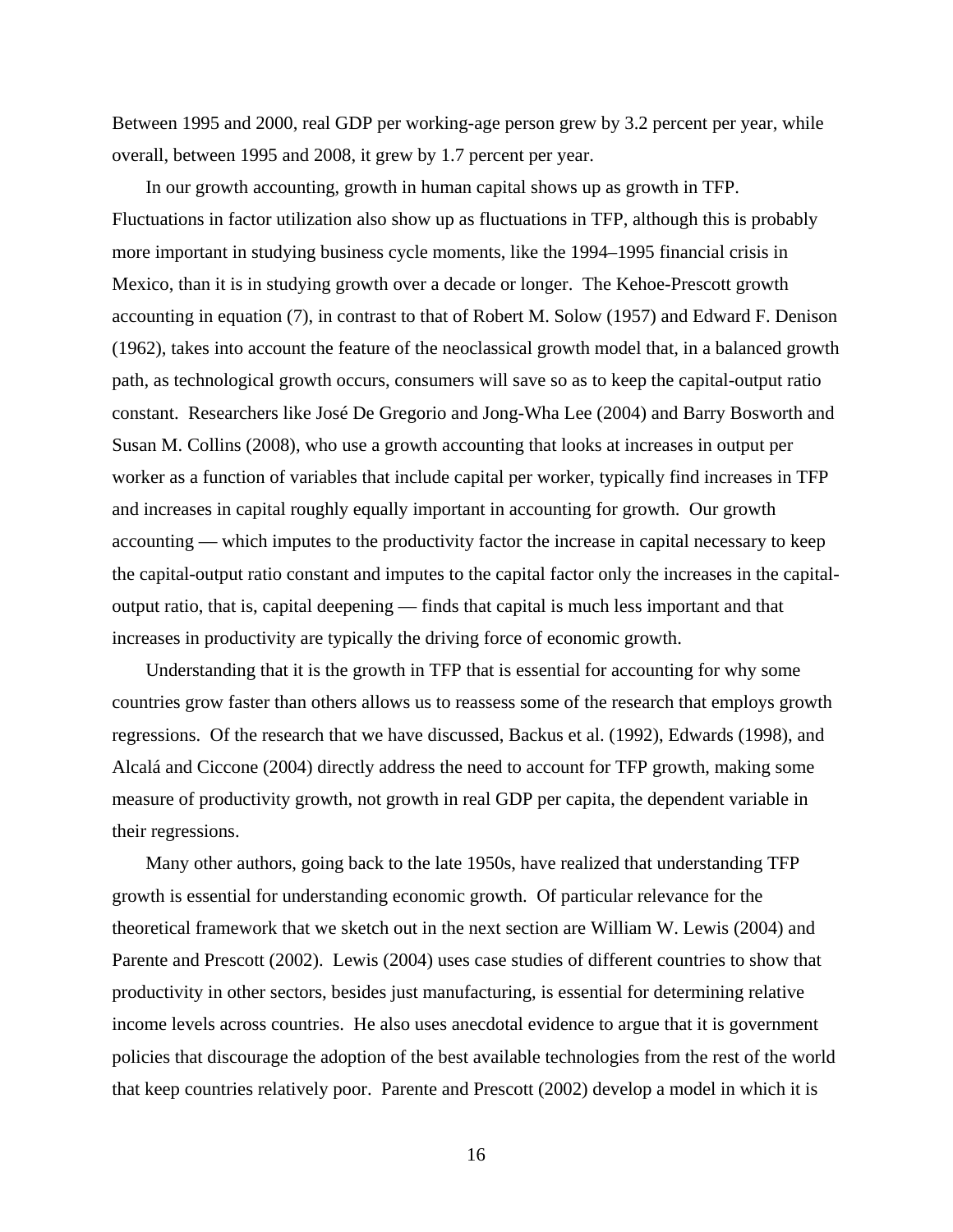Between 1995 and 2000, real GDP per working-age person grew by 3.2 percent per year, while overall, between 1995 and 2008, it grew by 1.7 percent per year.

In our growth accounting, growth in human capital shows up as growth in TFP. Fluctuations in factor utilization also show up as fluctuations in TFP, although this is probably more important in studying business cycle moments, like the 1994–1995 financial crisis in Mexico, than it is in studying growth over a decade or longer. The Kehoe-Prescott growth accounting in equation (7), in contrast to that of Robert M. Solow (1957) and Edward F. Denison (1962), takes into account the feature of the neoclassical growth model that, in a balanced growth path, as technological growth occurs, consumers will save so as to keep the capital-output ratio constant. Researchers like José De Gregorio and Jong-Wha Lee (2004) and Barry Bosworth and Susan M. Collins (2008), who use a growth accounting that looks at increases in output per worker as a function of variables that include capital per worker, typically find increases in TFP and increases in capital roughly equally important in accounting for growth. Our growth accounting — which imputes to the productivity factor the increase in capital necessary to keep the capital-output ratio constant and imputes to the capital factor only the increases in the capital-output ratio, that is, capital deepening — finds that capital is much less important and that increases in productivity are typically the driving force of economic growth.

Understanding that it is the growth in TFP that is essential for accounting for why some countries grow faster than others allows us to reassess some of the research that employs growth regressions. Of the research that we have discussed, Backus et al. (1992), Edwards (1998), and Alcalá and Ciccone (2004) directly address the need to account for TFP growth, making some measure of productivity growth, not growth in real GDP per capita, the dependent variable in their regressions.

Many other authors, going back to the late 1950s, have realized that understanding TFP growth is essential for understanding economic growth. Of particular relevance for the theoretical framework that we sketch out in the next section are William W. Lewis (2004) and Parente and Prescott (2002). Lewis (2004) uses case studies of different countries to show that productivity in other sectors, besides just manufacturing, is essential for determining relative income levels across countries. He also uses anecdotal evidence to argue that it is government policies that discourage the adoption of the best available technologies from the rest of the world that keep countries relatively poor. Parente and Prescott (2002) develop a model in which it is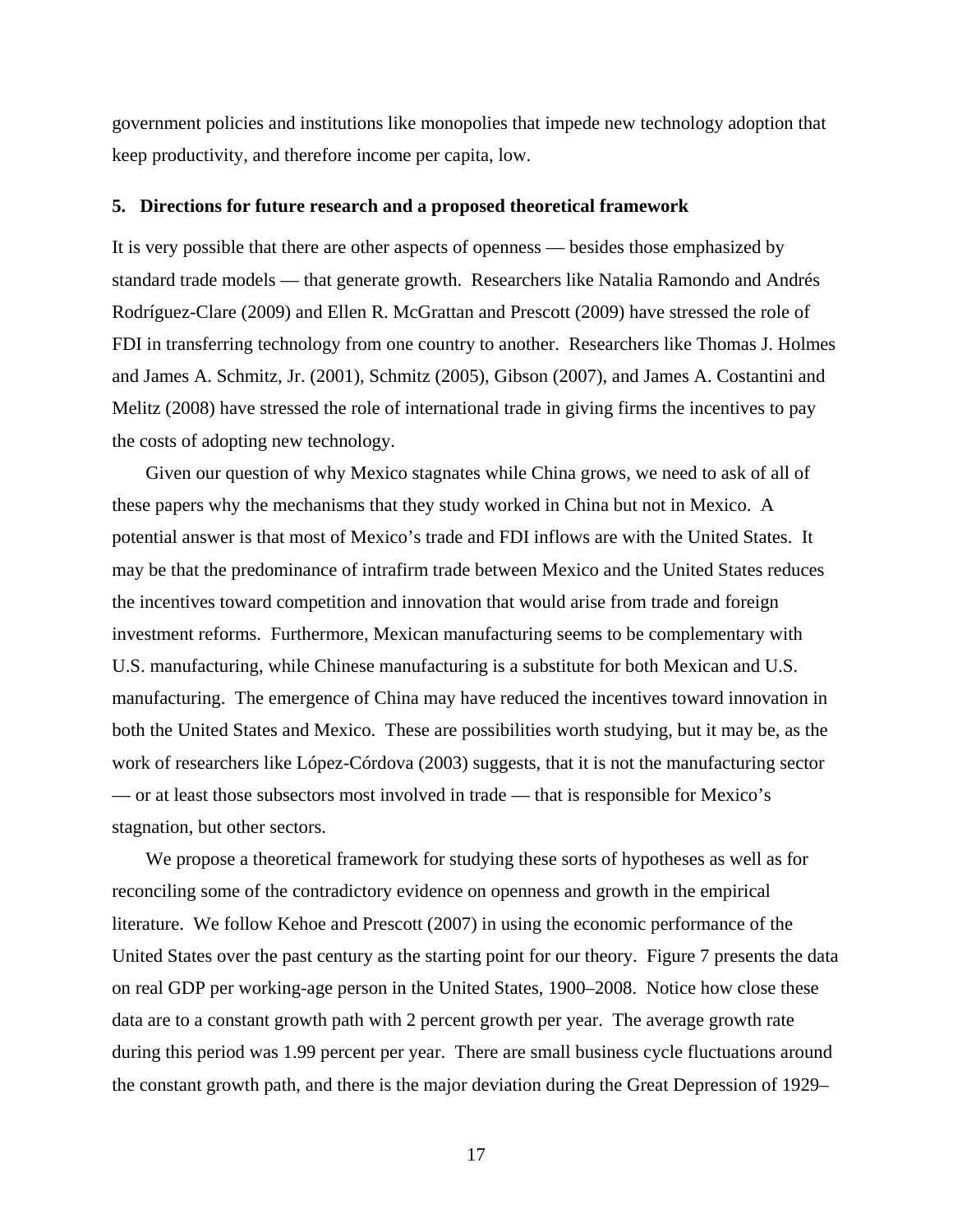government policies and institutions like monopolies that impede new technology adoption that keep productivity, and therefore income per capita, low.

## 5. Directions for future research and a proposed theoretical framework

It is very possible that there are other aspects of openness — besides those emphasized by standard trade models — that generate growth. Researchers like Natalia Ramondo and Andrés Rodríguez-Clare (2009) and Ellen R. McGrattan and Prescott (2009) have stressed the role of FDI in transferring technology from one country to another. Researchers like Thomas J. Holmes and James A. Schmitz, Jr. (2001), Schmitz (2005), Gibson (2007), and James A. Costantini and Melitz (2008) have stressed the role of international trade in giving firms the incentives to pay the costs of adopting new technology.

Given our question of why Mexico stagnates while China grows, we need to ask of all of these papers why the mechanisms that they study worked in China but not in Mexico. A potential answer is that most of Mexico's trade and FDI inflows are with the United States. It may be that the predominance of intrafirm trade between Mexico and the United States reduces the incentives toward competition and innovation that would arise from trade and foreign investment reforms. Furthermore, Mexican manufacturing seems to be complementary with U.S. manufacturing, while Chinese manufacturing is a substitute for both Mexican and U.S. manufacturing. The emergence of China may have reduced the incentives toward innovation in both the United States and Mexico. These are possibilities worth studying, but it may be, as the work of researchers like López-Córdova (2003) suggests, that it is not the manufacturing sector — or at least those subsectors most involved in trade — that is responsible for Mexico's stagnation, but other sectors.

We propose a theoretical framework for studying these sorts of hypotheses as well as for reconciling some of the contradictory evidence on openness and growth in the empirical literature. We follow Kehoe and Prescott (2007) in using the economic performance of the United States over the past century as the starting point for our theory. Figure 7 presents the data on real GDP per working-age person in the United States, 1900–2008. Notice how close these data are to a constant growth path with 2 percent growth per year. The average growth rate during this period was 1.99 percent per year. There are small business cycle fluctuations around the constant growth path, and there is the major deviation during the Great Depression of 1929–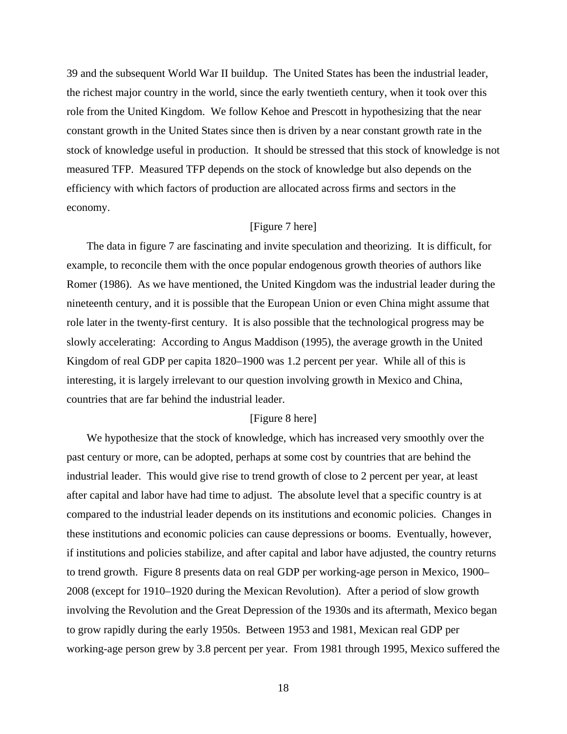39 and the subsequent World War II buildup. The United States has been the industrial leader, the richest major country in the world, since the early twentieth century, when it took over this role from the United Kingdom. We follow Kehoe and Prescott in hypothesizing that the near constant growth in the United States since then is driven by a near constant growth rate in the stock of knowledge useful in production. It should be stressed that this stock of knowledge is not measured TFP. Measured TFP depends on the stock of knowledge but also depends on the efficiency with which factors of production are allocated across firms and sectors in the economy.

[Figure 7 here]

The data in figure 7 are fascinating and invite speculation and theorizing. It is difficult, for example, to reconcile them with the once popular endogenous growth theories of authors like Romer (1986). As we have mentioned, the United Kingdom was the industrial leader during the nineteenth century, and it is possible that the European Union or even China might assume that role later in the twenty-first century. It is also possible that the technological progress may be slowly accelerating: According to Angus Maddison (1995), the average growth in the United Kingdom of real GDP per capita 1820–1900 was 1.2 percent per year. While all of this is interesting, it is largely irrelevant to our question involving growth in Mexico and China, countries that are far behind the industrial leader.

[Figure 8 here]

We hypothesize that the stock of knowledge, which has increased very smoothly over the past century or more, can be adopted, perhaps at some cost by countries that are behind the industrial leader. This would give rise to trend growth of close to 2 percent per year, at least after capital and labor have had time to adjust. The absolute level that a specific country is at compared to the industrial leader depends on its institutions and economic policies. Changes in these institutions and economic policies can cause depressions or booms. Eventually, however, if institutions and policies stabilize, and after capital and labor have adjusted, the country returns to trend growth. Figure 8 presents data on real GDP per working-age person in Mexico, 1900–2008 (except for 1910–1920 during the Mexican Revolution). After a period of slow growth involving the Revolution and the Great Depression of the 1930s and its aftermath, Mexico began to grow rapidly during the early 1950s. Between 1953 and 1981, Mexican real GDP per working-age person grew by 3.8 percent per year. From 1981 through 1995, Mexico suffered the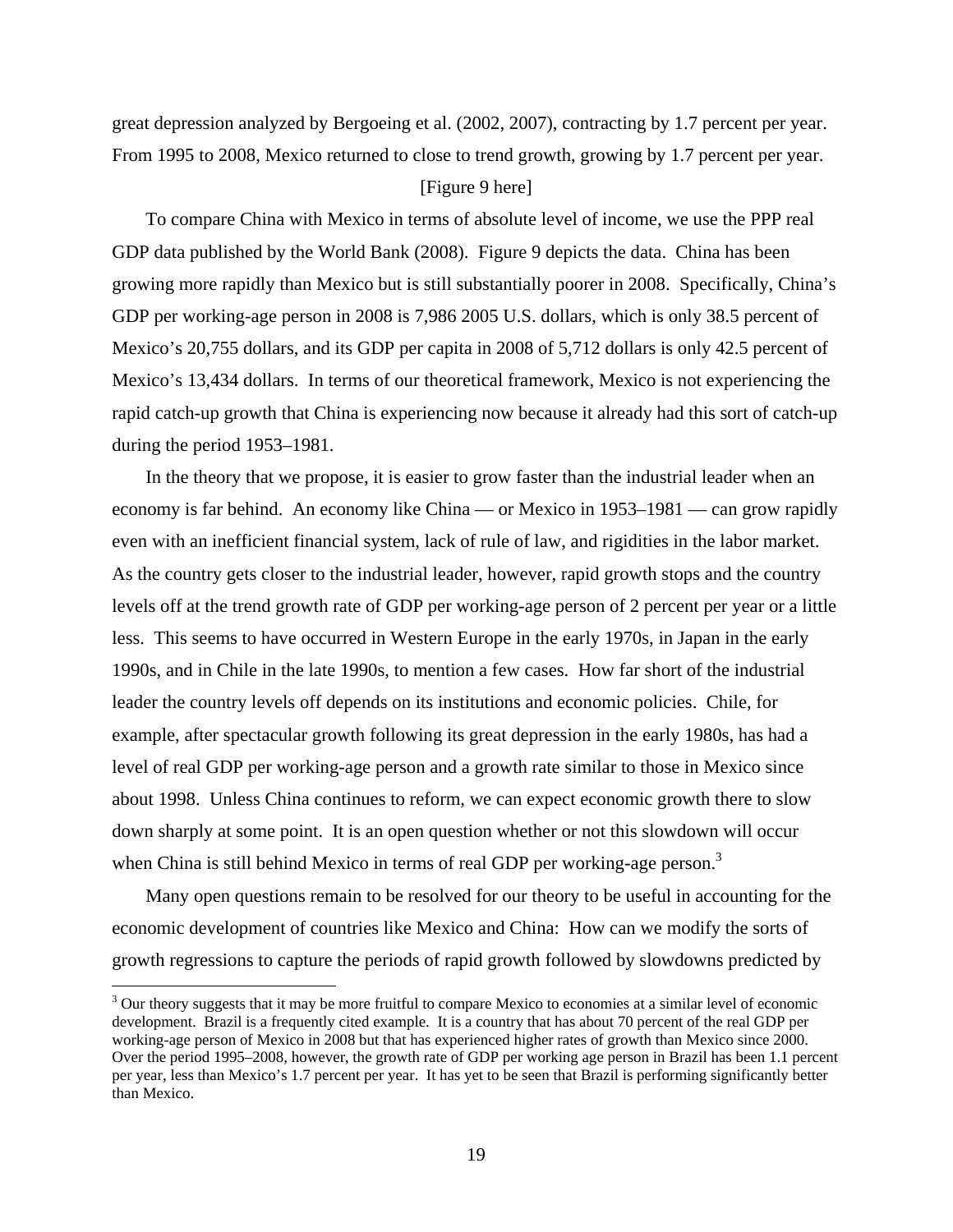great depression analyzed by Bergoeing et al. (2002, 2007), contracting by 1.7 percent per year. From 1995 to 2008, Mexico returned to close to trend growth, growing by 1.7 percent per year.

[Figure 9 here]

To compare China with Mexico in terms of absolute level of income, we use the PPP real GDP data published by the World Bank (2008). Figure 9 depicts the data. China has been growing more rapidly than Mexico but is still substantially poorer in 2008. Specifically, China's GDP per working-age person in 2008 is 7,986 2005 U.S. dollars, which is only 38.5 percent of Mexico's 20,755 dollars, and its GDP per capita in 2008 of 5,712 dollars is only 42.5 percent of Mexico's 13,434 dollars. In terms of our theoretical framework, Mexico is not experiencing the rapid catch-up growth that China is experiencing now because it already had this sort of catch-up during the period 1953–1981.

In the theory that we propose, it is easier to grow faster than the industrial leader when an economy is far behind. An economy like China — or Mexico in 1953–1981 — can grow rapidly even with an inefficient financial system, lack of rule of law, and rigidities in the labor market. As the country gets closer to the industrial leader, however, rapid growth stops and the country levels off at the trend growth rate of GDP per working-age person of 2 percent per year or a little less. This seems to have occurred in Western Europe in the early 1970s, in Japan in the early 1990s, and in Chile in the late 1990s, to mention a few cases. How far short of the industrial leader the country levels off depends on its institutions and economic policies. Chile, for example, after spectacular growth following its great depression in the early 1980s, has had a level of real GDP per working-age person and a growth rate similar to those in Mexico since about 1998. Unless China continues to reform, we can expect economic growth there to slow down sharply at some point. It is an open question whether or not this slowdown will occur when China is still behind Mexico in terms of real GDP per working-age person.[3]

Many open questions remain to be resolved for our theory to be useful in accounting for the economic development of countries like Mexico and China: How can we modify the sorts of growth regressions to capture the periods of rapid growth followed by slowdowns predicted by

---

[3] Our theory suggests that it may be more fruitful to compare Mexico to economies at a similar level of economic development. Brazil is a frequently cited example. It is a country that has about 70 percent of the real GDP per working-age person of Mexico in 2008 but that has experienced higher rates of growth than Mexico since 2000. Over the period 1995–2008, however, the growth rate of GDP per working age person in Brazil has been 1.1 percent per year, less than Mexico's 1.7 percent per year. It has yet to be seen that Brazil is performing significantly better than Mexico.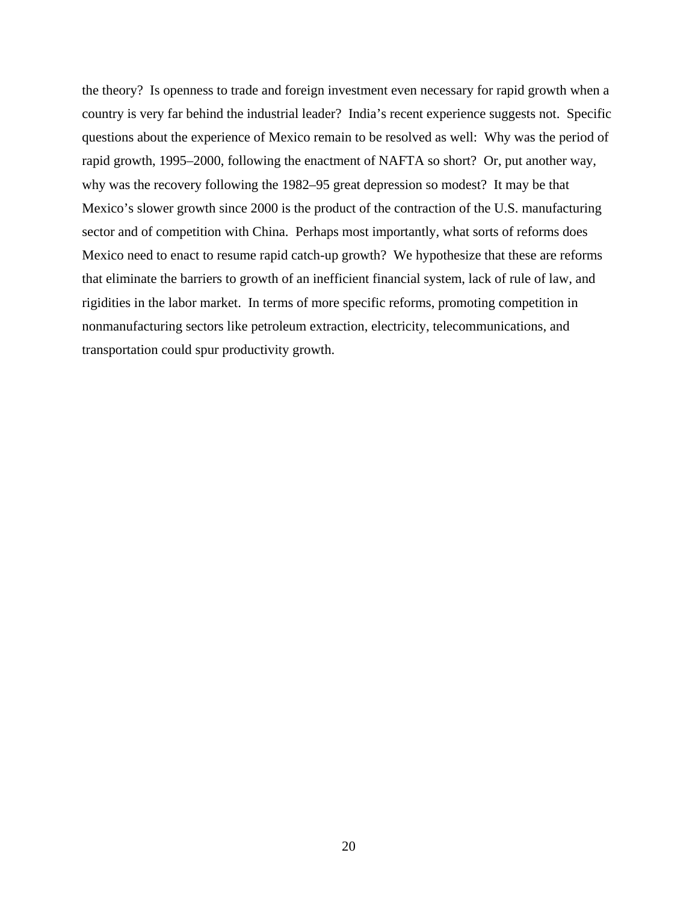the theory? Is openness to trade and foreign investment even necessary for rapid growth when a country is very far behind the industrial leader? India's recent experience suggests not. Specific questions about the experience of Mexico remain to be resolved as well: Why was the period of rapid growth, 1995–2000, following the enactment of NAFTA so short? Or, put another way, why was the recovery following the 1982–95 great depression so modest? It may be that Mexico's slower growth since 2000 is the product of the contraction of the U.S. manufacturing sector and of competition with China. Perhaps most importantly, what sorts of reforms does Mexico need to enact to resume rapid catch-up growth? We hypothesize that these are reforms that eliminate the barriers to growth of an inefficient financial system, lack of rule of law, and rigidities in the labor market. In terms of more specific reforms, promoting competition in nonmanufacturing sectors like petroleum extraction, electricity, telecommunications, and transportation could spur productivity growth.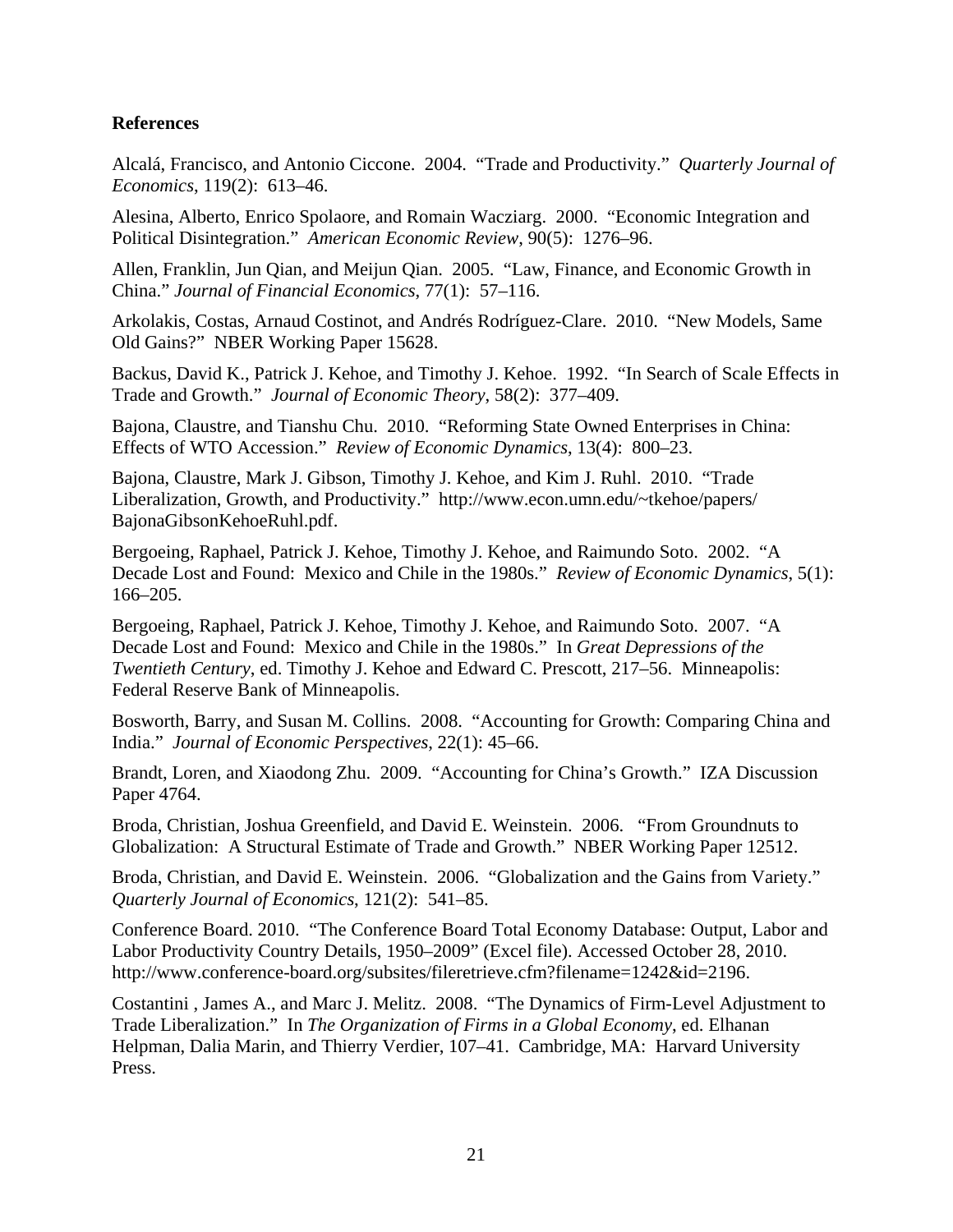## References

Alcalá, Francisco, and Antonio Ciccone. 2004. "Trade and Productivity." *Quarterly Journal of Economics*, 119(2): 613–46.

Alesina, Alberto, Enrico Spolaore, and Romain Wacziarg. 2000. "Economic Integration and Political Disintegration." *American Economic Review*, 90(5): 1276–96.

Allen, Franklin, Jun Qian, and Meijun Qian. 2005. "Law, Finance, and Economic Growth in China." *Journal of Financial Economics*, 77(1): 57–116.

Arkolakis, Costas, Arnaud Costinot, and Andrés Rodríguez-Clare. 2010. "New Models, Same Old Gains?" NBER Working Paper 15628.

Backus, David K., Patrick J. Kehoe, and Timothy J. Kehoe. 1992. "In Search of Scale Effects in Trade and Growth." *Journal of Economic Theory*, 58(2): 377–409.

Bajona, Claustre, and Tianshu Chu. 2010. "Reforming State Owned Enterprises in China: Effects of WTO Accession." *Review of Economic Dynamics*, 13(4): 800–23.

Bajona, Claustre, Mark J. Gibson, Timothy J. Kehoe, and Kim J. Ruhl. 2010. "Trade Liberalization, Growth, and Productivity." http://www.econ.umn.edu/~tkehoe/papers/BajonaGibsonKehoeRuhl.pdf.

Bergoeing, Raphael, Patrick J. Kehoe, Timothy J. Kehoe, and Raimundo Soto. 2002. "A Decade Lost and Found: Mexico and Chile in the 1980s." *Review of Economic Dynamics*, 5(1): 166–205.

Bergoeing, Raphael, Patrick J. Kehoe, Timothy J. Kehoe, and Raimundo Soto. 2007. "A Decade Lost and Found: Mexico and Chile in the 1980s." In *Great Depressions of the Twentieth Century*, ed. Timothy J. Kehoe and Edward C. Prescott, 217–56. Minneapolis: Federal Reserve Bank of Minneapolis.

Bosworth, Barry, and Susan M. Collins. 2008. "Accounting for Growth: Comparing China and India." *Journal of Economic Perspectives*, 22(1): 45–66.

Brandt, Loren, and Xiaodong Zhu. 2009. "Accounting for China's Growth." IZA Discussion Paper 4764.

Broda, Christian, Joshua Greenfield, and David E. Weinstein. 2006. "From Groundnuts to Globalization: A Structural Estimate of Trade and Growth." NBER Working Paper 12512.

Broda, Christian, and David E. Weinstein. 2006. "Globalization and the Gains from Variety." *Quarterly Journal of Economics*, 121(2): 541–85.

Conference Board. 2010. "The Conference Board Total Economy Database: Output, Labor and Labor Productivity Country Details, 1950–2009" (Excel file). Accessed October 28, 2010. http://www.conference-board.org/subsites/fileretrieve.cfm?filename=1242&id=2196.

Costantini , James A., and Marc J. Melitz. 2008. "The Dynamics of Firm-Level Adjustment to Trade Liberalization." In *The Organization of Firms in a Global Economy*, ed. Elhanan Helpman, Dalia Marin, and Thierry Verdier, 107–41. Cambridge, MA: Harvard University Press.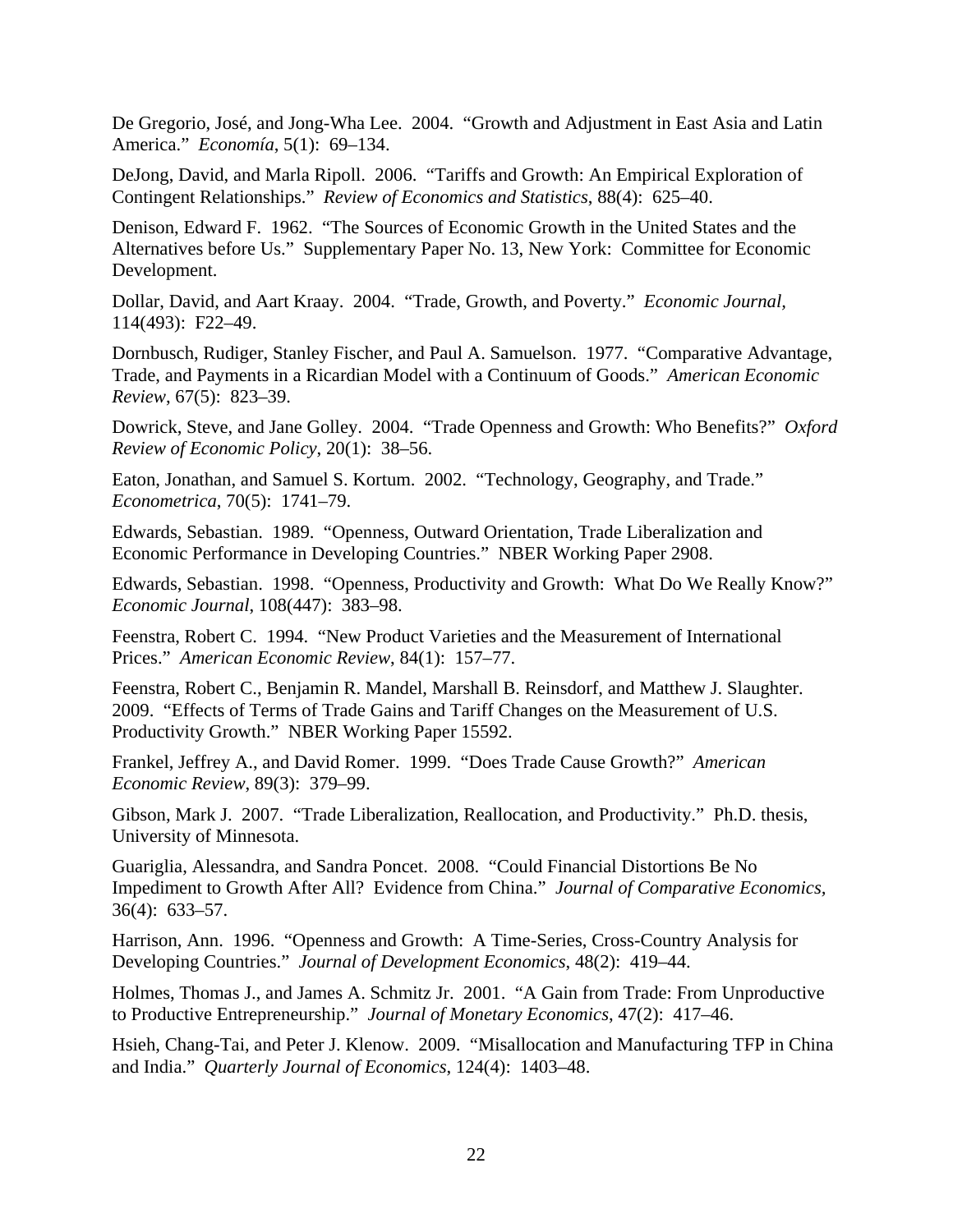De Gregorio, José, and Jong-Wha Lee. 2004. "Growth and Adjustment in East Asia and Latin America." *Economía*, 5(1): 69–134.

DeJong, David, and Marla Ripoll. 2006. "Tariffs and Growth: An Empirical Exploration of Contingent Relationships." *Review of Economics and Statistics*, 88(4): 625–40.

Denison, Edward F. 1962. "The Sources of Economic Growth in the United States and the Alternatives before Us." Supplementary Paper No. 13, New York: Committee for Economic Development.

Dollar, David, and Aart Kraay. 2004. "Trade, Growth, and Poverty." *Economic Journal*, 114(493): F22–49.

Dornbusch, Rudiger, Stanley Fischer, and Paul A. Samuelson. 1977. "Comparative Advantage, Trade, and Payments in a Ricardian Model with a Continuum of Goods." *American Economic Review*, 67(5): 823–39.

Dowrick, Steve, and Jane Golley. 2004. "Trade Openness and Growth: Who Benefits?" *Oxford Review of Economic Policy*, 20(1): 38–56.

Eaton, Jonathan, and Samuel S. Kortum. 2002. "Technology, Geography, and Trade." *Econometrica*, 70(5): 1741–79.

Edwards, Sebastian. 1989. "Openness, Outward Orientation, Trade Liberalization and Economic Performance in Developing Countries." NBER Working Paper 2908.

Edwards, Sebastian. 1998. "Openness, Productivity and Growth: What Do We Really Know?" *Economic Journal*, 108(447): 383–98.

Feenstra, Robert C. 1994. "New Product Varieties and the Measurement of International Prices." *American Economic Review*, 84(1): 157–77.

Feenstra, Robert C., Benjamin R. Mandel, Marshall B. Reinsdorf, and Matthew J. Slaughter. 2009. "Effects of Terms of Trade Gains and Tariff Changes on the Measurement of U.S. Productivity Growth." NBER Working Paper 15592.

Frankel, Jeffrey A., and David Romer. 1999. "Does Trade Cause Growth?" *American Economic Review*, 89(3): 379–99.

Gibson, Mark J. 2007. "Trade Liberalization, Reallocation, and Productivity." Ph.D. thesis, University of Minnesota.

Guariglia, Alessandra, and Sandra Poncet. 2008. "Could Financial Distortions Be No Impediment to Growth After All? Evidence from China." *Journal of Comparative Economics*, 36(4): 633–57.

Harrison, Ann. 1996. "Openness and Growth: A Time-Series, Cross-Country Analysis for Developing Countries." *Journal of Development Economics*, 48(2): 419–44.

Holmes, Thomas J., and James A. Schmitz Jr. 2001. "A Gain from Trade: From Unproductive to Productive Entrepreneurship." *Journal of Monetary Economics*, 47(2): 417–46.

Hsieh, Chang-Tai, and Peter J. Klenow. 2009. "Misallocation and Manufacturing TFP in China and India." *Quarterly Journal of Economics*, 124(4): 1403–48.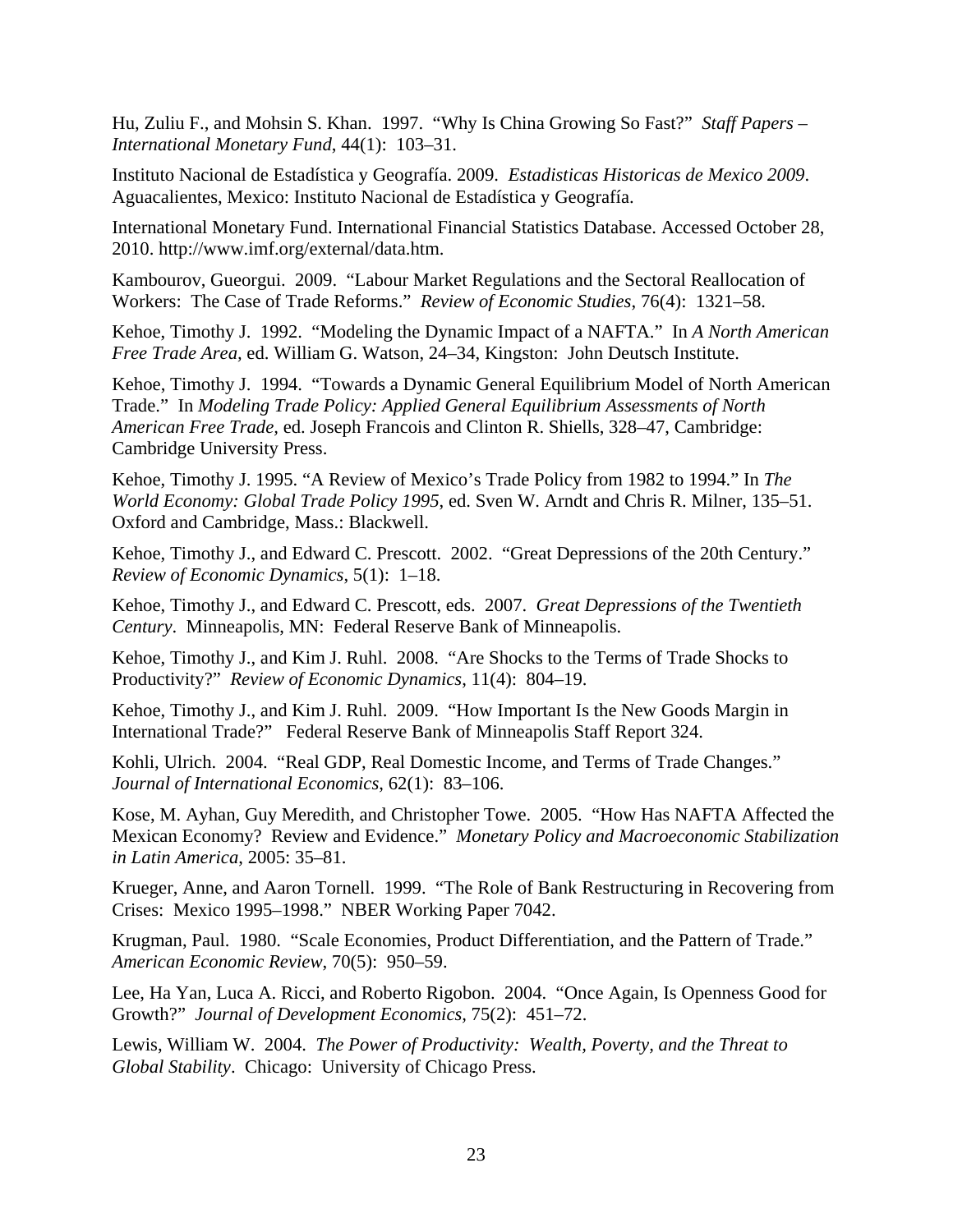Hu, Zuliu F., and Mohsin S. Khan. 1997. "Why Is China Growing So Fast?" *Staff Papers – International Monetary Fund*, 44(1): 103–31.

Instituto Nacional de Estadística y Geografía. 2009. *Estadisticas Historicas de Mexico 2009*. Aguacalientes, Mexico: Instituto Nacional de Estadística y Geografía.

International Monetary Fund. International Financial Statistics Database. Accessed October 28, 2010. http://www.imf.org/external/data.htm.

Kambourov, Gueorgui. 2009. "Labour Market Regulations and the Sectoral Reallocation of Workers: The Case of Trade Reforms." *Review of Economic Studies*, 76(4): 1321–58.

Kehoe, Timothy J. 1992. "Modeling the Dynamic Impact of a NAFTA." In *A North American Free Trade Area,* ed. William G. Watson, 24–34, Kingston: John Deutsch Institute.

Kehoe, Timothy J. 1994. "Towards a Dynamic General Equilibrium Model of North American Trade." In *Modeling Trade Policy: Applied General Equilibrium Assessments of North American Free Trade,* ed. Joseph Francois and Clinton R. Shiells, 328–47, Cambridge: Cambridge University Press.

Kehoe, Timothy J. 1995. "A Review of Mexico's Trade Policy from 1982 to 1994." In *The World Economy: Global Trade Policy 1995*, ed. Sven W. Arndt and Chris R. Milner, 135–51. Oxford and Cambridge, Mass.: Blackwell.

Kehoe, Timothy J., and Edward C. Prescott. 2002. "Great Depressions of the 20th Century." *Review of Economic Dynamics*, 5(1): 1–18.

Kehoe, Timothy J., and Edward C. Prescott, eds. 2007. *Great Depressions of the Twentieth Century*. Minneapolis, MN: Federal Reserve Bank of Minneapolis.

Kehoe, Timothy J., and Kim J. Ruhl. 2008. "Are Shocks to the Terms of Trade Shocks to Productivity?" *Review of Economic Dynamics*, 11(4): 804–19.

Kehoe, Timothy J., and Kim J. Ruhl. 2009. "How Important Is the New Goods Margin in International Trade?" Federal Reserve Bank of Minneapolis Staff Report 324.

Kohli, Ulrich. 2004. "Real GDP, Real Domestic Income, and Terms of Trade Changes." *Journal of International Economics*, 62(1): 83–106.

Kose, M. Ayhan, Guy Meredith, and Christopher Towe. 2005. "How Has NAFTA Affected the Mexican Economy? Review and Evidence." *Monetary Policy and Macroeconomic Stabilization in Latin America*, 2005: 35–81.

Krueger, Anne, and Aaron Tornell. 1999. "The Role of Bank Restructuring in Recovering from Crises: Mexico 1995–1998." NBER Working Paper 7042.

Krugman, Paul. 1980. "Scale Economies, Product Differentiation, and the Pattern of Trade." *American Economic Review*, 70(5): 950–59.

Lee, Ha Yan, Luca A. Ricci, and Roberto Rigobon. 2004. "Once Again, Is Openness Good for Growth?" *Journal of Development Economics*, 75(2): 451–72.

Lewis, William W. 2004. *The Power of Productivity: Wealth, Poverty, and the Threat to Global Stability*. Chicago: University of Chicago Press.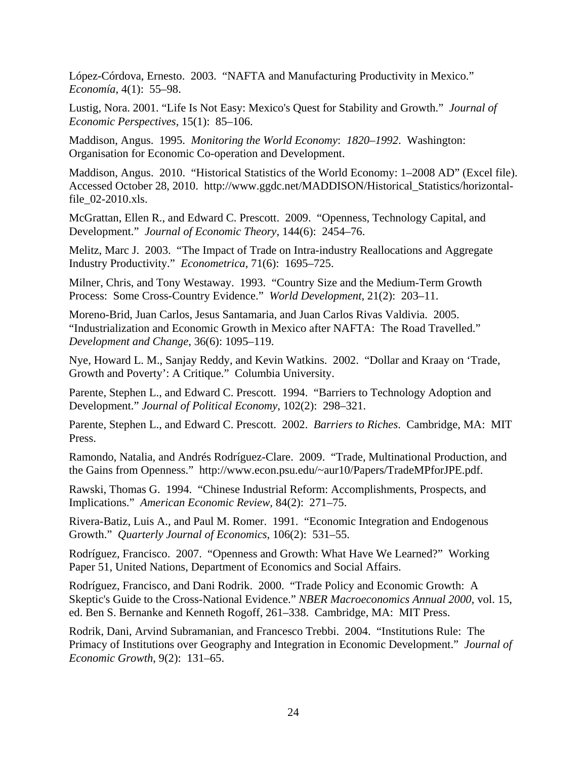López-Córdova, Ernesto. 2003. "NAFTA and Manufacturing Productivity in Mexico." *Economía*, 4(1): 55–98.

Lustig, Nora. 2001. "Life Is Not Easy: Mexico's Quest for Stability and Growth." *Journal of Economic Perspectives*, 15(1): 85–106.

Maddison, Angus. 1995. *Monitoring the World Economy*: *1820–1992*. Washington: Organisation for Economic Co-operation and Development.

Maddison, Angus. 2010. "Historical Statistics of the World Economy: 1–2008 AD" (Excel file). Accessed October 28, 2010. http://www.ggdc.net/MADDISON/Historical_Statistics/horizontal-file_02-2010.xls.

McGrattan, Ellen R., and Edward C. Prescott. 2009. "Openness, Technology Capital, and Development." *Journal of Economic Theory*, 144(6): 2454–76.

Melitz, Marc J. 2003. "The Impact of Trade on Intra-industry Reallocations and Aggregate Industry Productivity." *Econometrica*, 71(6): 1695–725.

Milner, Chris, and Tony Westaway. 1993. "Country Size and the Medium-Term Growth Process: Some Cross-Country Evidence." *World Development*, 21(2): 203–11.

Moreno-Brid, Juan Carlos, Jesus Santamaria, and Juan Carlos Rivas Valdivia. 2005. "Industrialization and Economic Growth in Mexico after NAFTA: The Road Travelled." *Development and Change*, 36(6): 1095–119.

Nye, Howard L. M., Sanjay Reddy, and Kevin Watkins. 2002. "Dollar and Kraay on 'Trade, Growth and Poverty': A Critique." Columbia University.

Parente, Stephen L., and Edward C. Prescott. 1994. "Barriers to Technology Adoption and Development." *Journal of Political Economy*, 102(2): 298–321.

Parente, Stephen L., and Edward C. Prescott. 2002. *Barriers to Riches*. Cambridge, MA: MIT Press.

Ramondo, Natalia, and Andrés Rodríguez-Clare. 2009. "Trade, Multinational Production, and the Gains from Openness." http://www.econ.psu.edu/~aur10/Papers/TradeMPforJPE.pdf.

Rawski, Thomas G. 1994. "Chinese Industrial Reform: Accomplishments, Prospects, and Implications." *American Economic Review,* 84(2): 271–75.

Rivera-Batiz, Luis A., and Paul M. Romer. 1991. "Economic Integration and Endogenous Growth." *Quarterly Journal of Economics*, 106(2): 531–55.

Rodríguez, Francisco. 2007. "Openness and Growth: What Have We Learned?" Working Paper 51, United Nations, Department of Economics and Social Affairs.

Rodríguez, Francisco, and Dani Rodrik. 2000. "Trade Policy and Economic Growth: A Skeptic's Guide to the Cross-National Evidence." *NBER Macroeconomics Annual 2000*, vol. 15, ed. Ben S. Bernanke and Kenneth Rogoff, 261–338. Cambridge, MA: MIT Press.

Rodrik, Dani, Arvind Subramanian, and Francesco Trebbi. 2004. "Institutions Rule: The Primacy of Institutions over Geography and Integration in Economic Development." *Journal of Economic Growth*, 9(2): 131–65.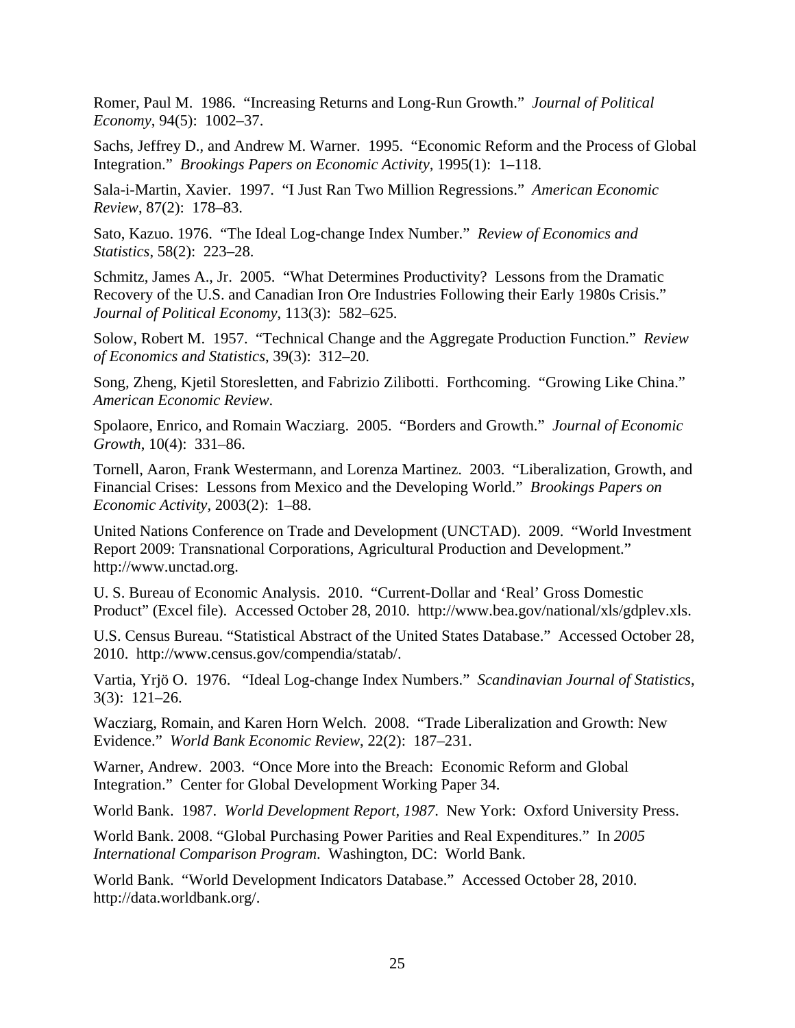Romer, Paul M. 1986. "Increasing Returns and Long-Run Growth." *Journal of Political Economy*, 94(5): 1002–37.

Sachs, Jeffrey D., and Andrew M. Warner. 1995. "Economic Reform and the Process of Global Integration." *Brookings Papers on Economic Activity*, 1995(1): 1–118.

Sala-i-Martin, Xavier. 1997. "I Just Ran Two Million Regressions." *American Economic Review*, 87(2): 178–83.

Sato, Kazuo. 1976. "The Ideal Log-change Index Number." *Review of Economics and Statistics*, 58(2): 223–28.

Schmitz, James A., Jr. 2005. "What Determines Productivity? Lessons from the Dramatic Recovery of the U.S. and Canadian Iron Ore Industries Following their Early 1980s Crisis." *Journal of Political Economy*, 113(3): 582–625.

Solow, Robert M. 1957. "Technical Change and the Aggregate Production Function." *Review of Economics and Statistics*, 39(3): 312–20.

Song, Zheng, Kjetil Storesletten, and Fabrizio Zilibotti. Forthcoming. "Growing Like China." *American Economic Review*.

Spolaore, Enrico, and Romain Wacziarg. 2005. "Borders and Growth." *Journal of Economic Growth*, 10(4): 331–86.

Tornell, Aaron, Frank Westermann, and Lorenza Martinez. 2003. "Liberalization, Growth, and Financial Crises: Lessons from Mexico and the Developing World." *Brookings Papers on Economic Activity*, 2003(2): 1–88.

United Nations Conference on Trade and Development (UNCTAD). 2009. "World Investment Report 2009: Transnational Corporations, Agricultural Production and Development." http://www.unctad.org.

U. S. Bureau of Economic Analysis. 2010. "Current-Dollar and 'Real' Gross Domestic Product" (Excel file). Accessed October 28, 2010. http://www.bea.gov/national/xls/gdplev.xls.

U.S. Census Bureau. "Statistical Abstract of the United States Database." Accessed October 28, 2010. http://www.census.gov/compendia/statab/.

Vartia, Yrjö O. 1976. "Ideal Log-change Index Numbers." *Scandinavian Journal of Statistics*, 3(3): 121–26.

Wacziarg, Romain, and Karen Horn Welch. 2008. "Trade Liberalization and Growth: New Evidence." *World Bank Economic Review*, 22(2): 187–231.

Warner, Andrew. 2003. "Once More into the Breach: Economic Reform and Global Integration." Center for Global Development Working Paper 34.

World Bank. 1987. *World Development Report, 1987*. New York: Oxford University Press.

World Bank. 2008. "Global Purchasing Power Parities and Real Expenditures." In *2005 International Comparison Program*. Washington, DC: World Bank.

World Bank. "World Development Indicators Database." Accessed October 28, 2010. http://data.worldbank.org/.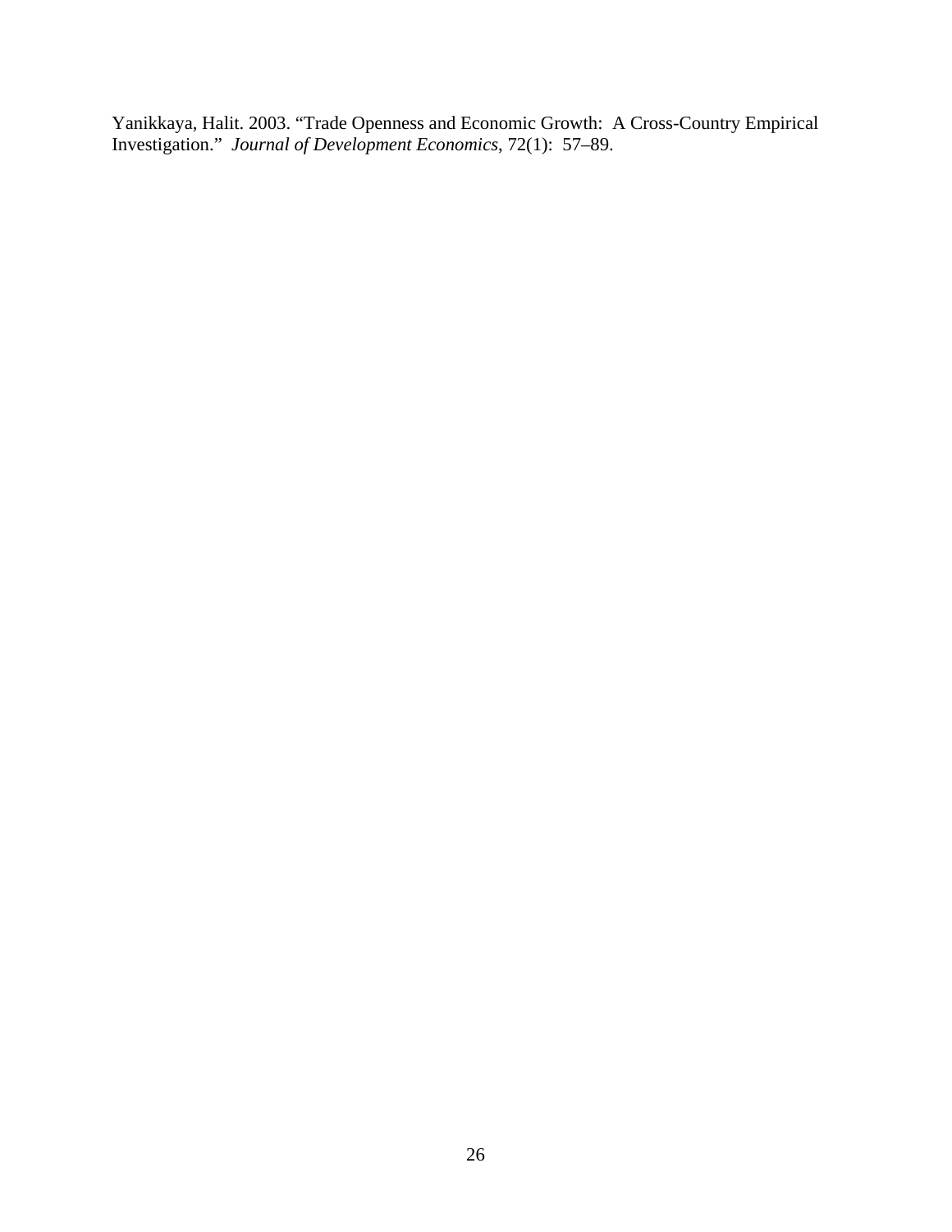Yanikkaya, Halit. 2003. "Trade Openness and Economic Growth: A Cross-Country Empirical Investigation." *Journal of Development Economics*, 72(1): 57–89.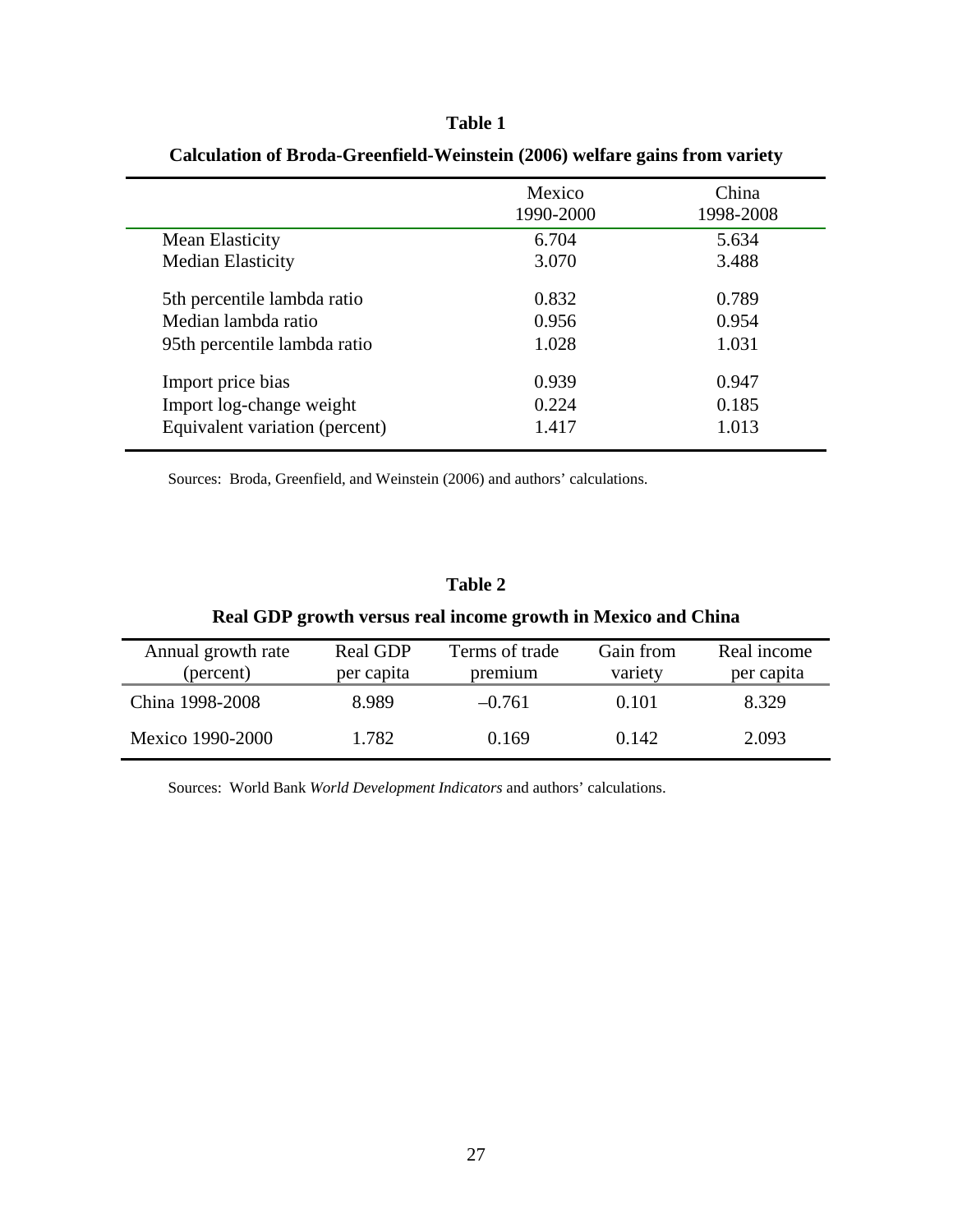**Table 1**

**Calculation of Broda-Greenfield-Weinstein (2006) welfare gains from variety**

| | Mexico 1990-2000 | China 1998-2008 |
|---|---|---|
| Mean Elasticity | 6.704 | 5.634 |
| Median Elasticity | 3.070 | 3.488 |
| 5th percentile lambda ratio | 0.832 | 0.789 |
| Median lambda ratio | 0.956 | 0.954 |
| 95th percentile lambda ratio | 1.028 | 1.031 |
| Import price bias | 0.939 | 0.947 |
| Import log-change weight | 0.224 | 0.185 |
| Equivalent variation (percent) | 1.417 | 1.013 |

Sources: Broda, Greenfield, and Weinstein (2006) and authors' calculations.

**Table 2**

**Real GDP growth versus real income growth in Mexico and China**

| Annual growth rate (percent) | Real GDP per capita | Terms of trade premium | Gain from variety | Real income per capita |
|---|---|---|---|---|
| China 1998-2008 | 8.989 | –0.761 | 0.101 | 8.329 |
| Mexico 1990-2000 | 1.782 | 0.169 | 0.142 | 2.093 |

Sources: World Bank *World Development Indicators* and authors' calculations.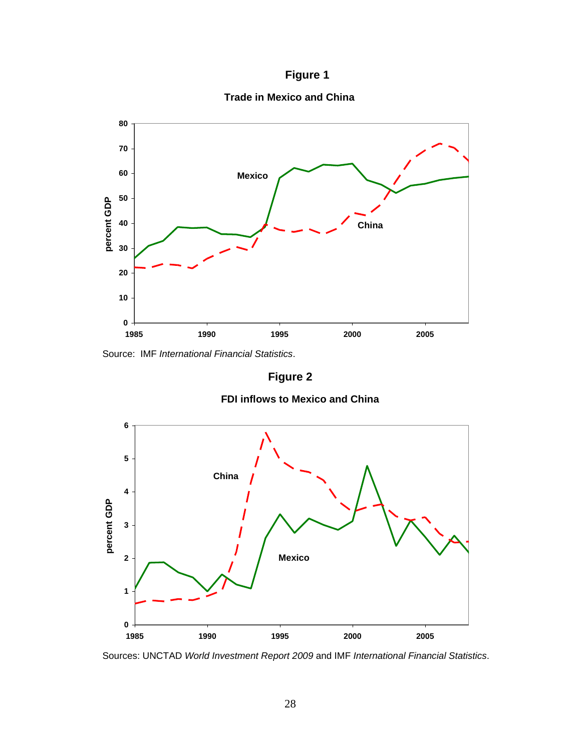**Figure 1**

**Trade in Mexico and China**

Source: IMF *International Financial Statistics*.

**Figure 2**

**FDI inflows to Mexico and China**

Sources: UNCTAD *World Investment Report 2009* and IMF *International Financial Statistics*.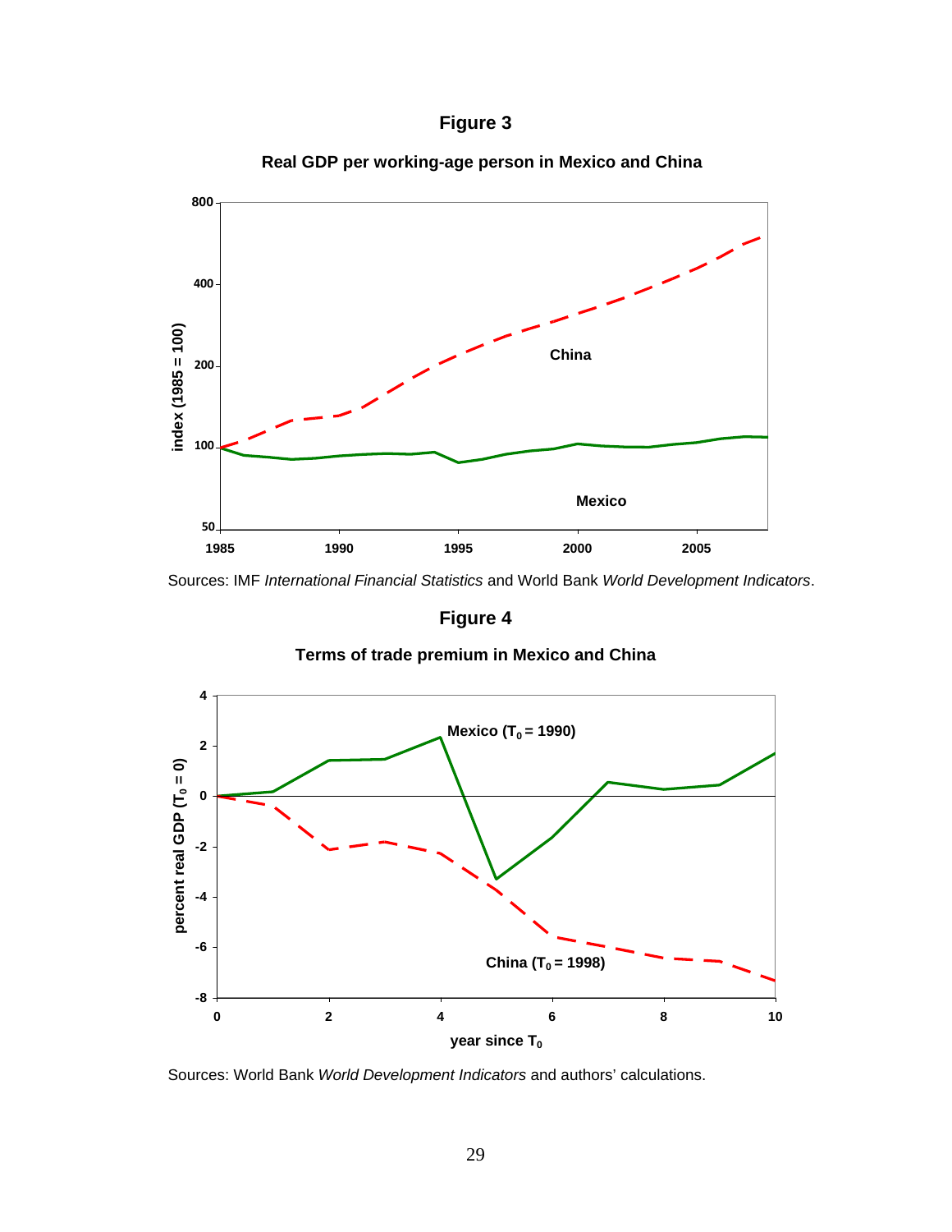# Figure 3

**Real GDP per working-age person in Mexico and China**

Sources: IMF *International Financial Statistics* and World Bank *World Development Indicators*.

# Figure 4

**Terms of trade premium in Mexico and China**

Sources: World Bank *World Development Indicators* and authors' calculations.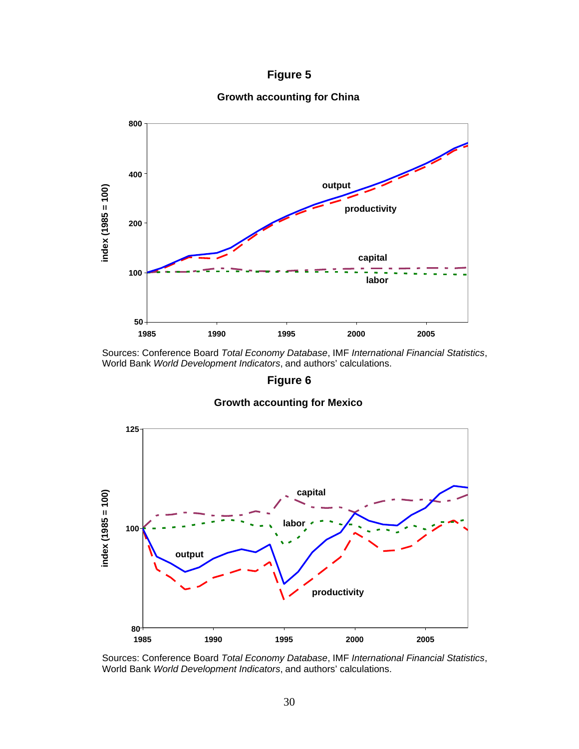# Figure 5

## Growth accounting for China

Sources: Conference Board *Total Economy Database*, IMF *International Financial Statistics*, World Bank *World Development Indicators*, and authors' calculations.

# Figure 6

## Growth accounting for Mexico

Sources: Conference Board *Total Economy Database*, IMF *International Financial Statistics*, World Bank *World Development Indicators*, and authors' calculations.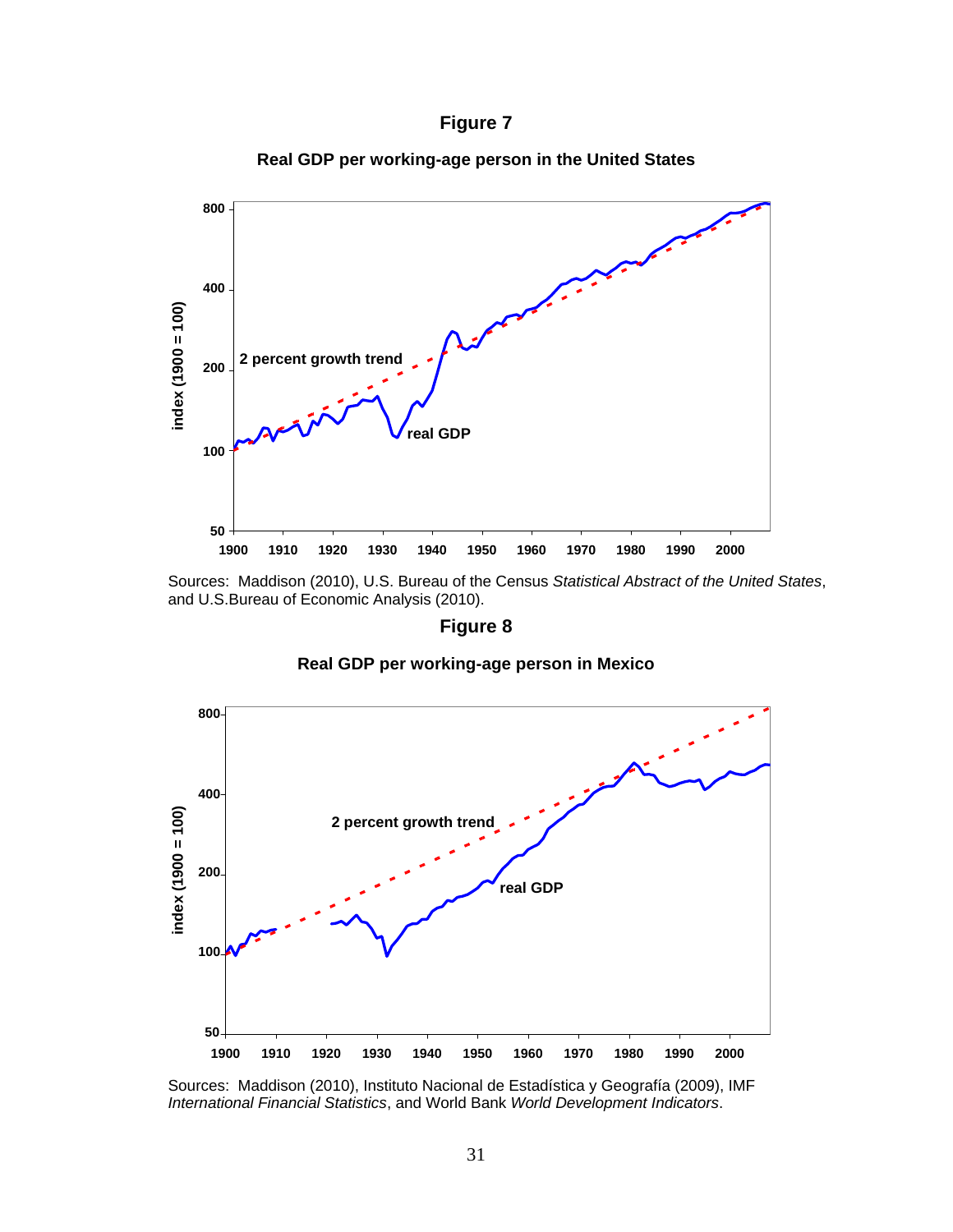**Figure 7**

**Real GDP per working-age person in the United States**

Sources: Maddison (2010), U.S. Bureau of the Census *Statistical Abstract of the United States*, and U.S.Bureau of Economic Analysis (2010).

**Figure 8**

**Real GDP per working-age person in Mexico**

Sources: Maddison (2010), Instituto Nacional de Estadística y Geografía (2009), IMF *International Financial Statistics*, and World Bank *World Development Indicators*.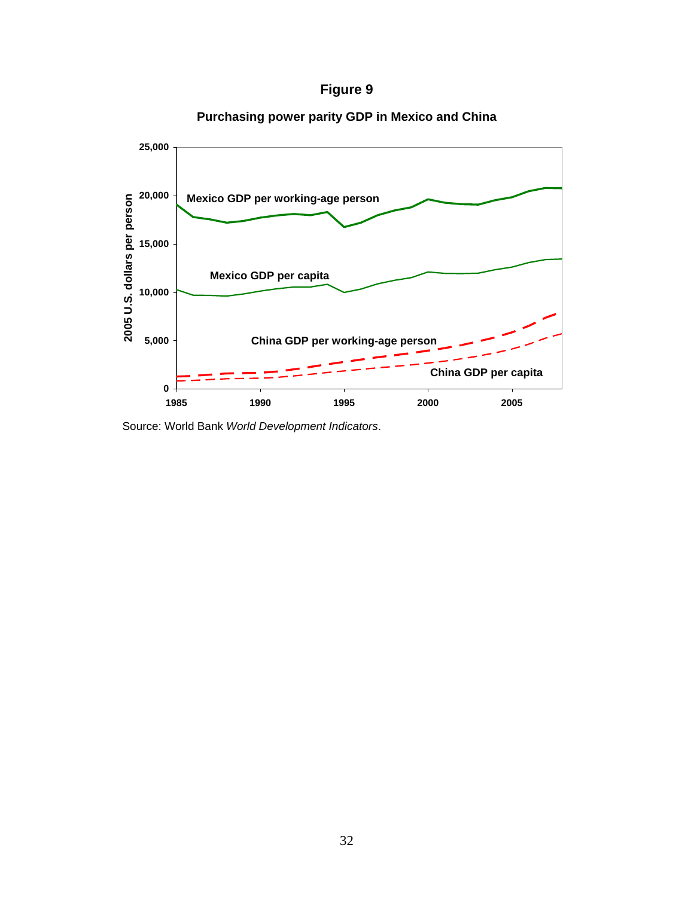# Figure 9

## Purchasing power parity GDP in Mexico and China

25,000
20,000
15,000
10,000
5,000
0

2005 U.S. dollars per person

1985
1990
1995
2000
2005

Mexico GDP per working-age person

Mexico GDP per capita

China GDP per working-age person

China GDP per capita

Source: World Bank *World Development Indicators*.